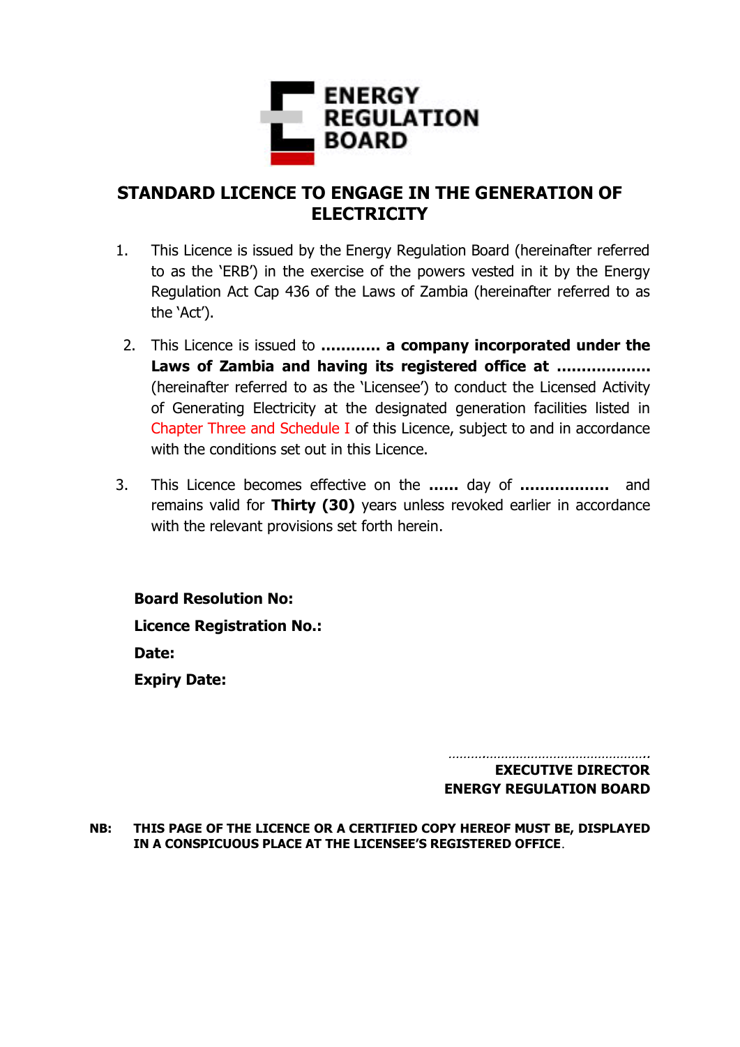ENERGY REGULATION BOARD

# STANDARD LICENCE TO ENGAGE IN THE GENERATION OF ELECTRICITY

1. This Licence is issued by the Energy Regulation Board (hereinafter referred to as the 'ERB') in the exercise of the powers vested in it by the Energy Regulation Act Cap 436 of the Laws of Zambia (hereinafter referred to as the 'Act').

2. This Licence is issued to **………… a company incorporated under the Laws of Zambia and having its registered office at ………………** (hereinafter referred to as the 'Licensee') to conduct the Licensed Activity of Generating Electricity at the designated generation facilities listed in Chapter Three and Schedule I of this Licence, subject to and in accordance with the conditions set out in this Licence.

3. This Licence becomes effective on the **……** day of **………………** and remains valid for **Thirty (30)** years unless revoked earlier in accordance with the relevant provisions set forth herein.

**Board Resolution No:**

**Licence Registration No.:**

**Date:**

**Expiry Date:**

………………………………………………….

**EXECUTIVE DIRECTOR**
**ENERGY REGULATION BOARD**

**NB: THIS PAGE OF THE LICENCE OR A CERTIFIED COPY HEREOF MUST BE, DISPLAYED IN A CONSPICUOUS PLACE AT THE LICENSEE'S REGISTERED OFFICE**.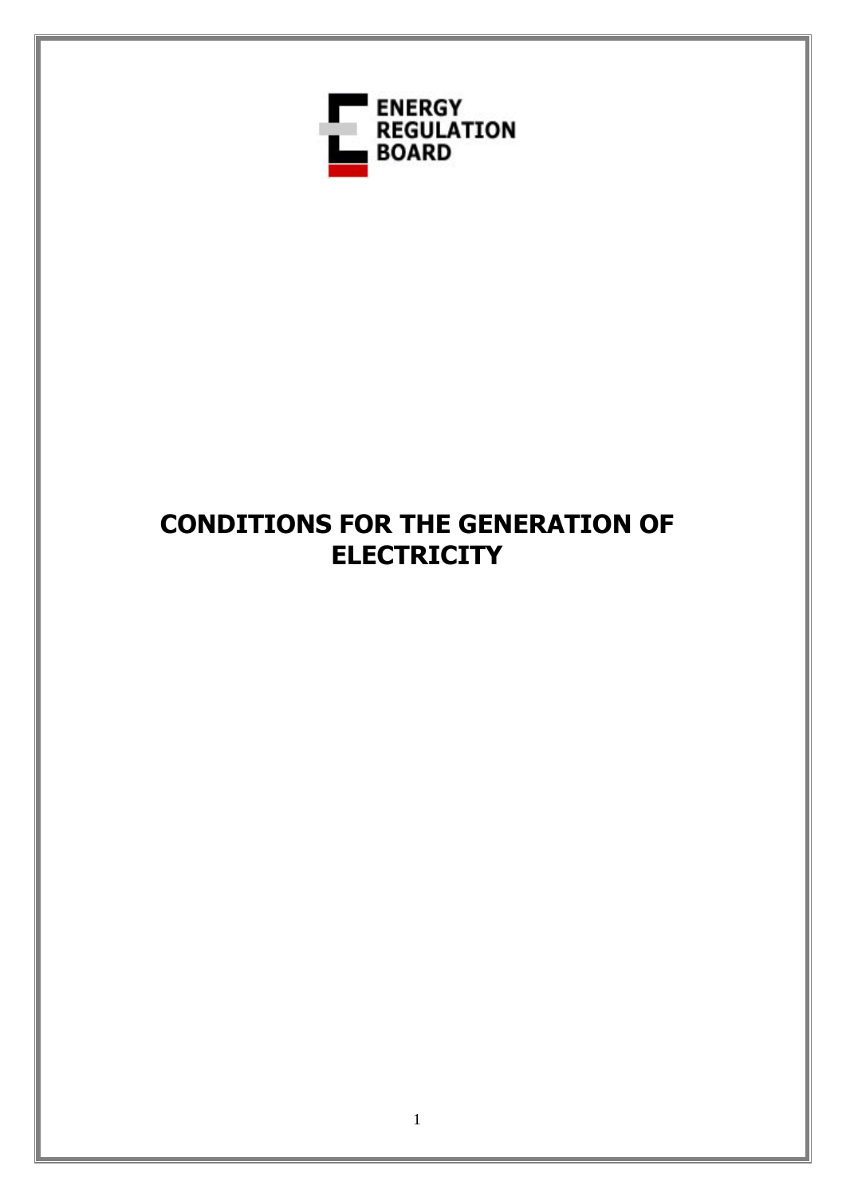ENERGY
REGULATION
BOARD

# CONDITIONS FOR THE GENERATION OF ELECTRICITY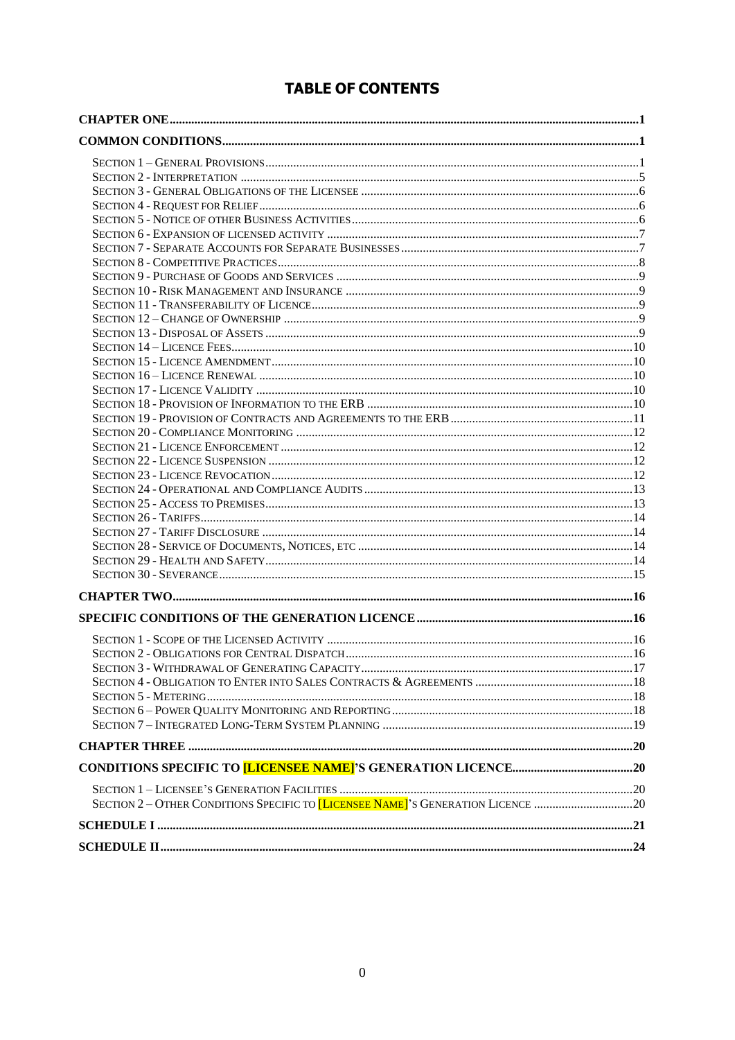# TABLE OF CONTENTS

CHAPTER ONE ..... 1

COMMON CONDITIONS ..... 1

- Section 1 – General Provisions ..... 1
- Section 2 - Interpretation ..... 5
- Section 3 - General Obligations of the Licensee ..... 6
- Section 4 - Request for Relief ..... 6
- Section 5 - Notice of other Business Activities ..... 6
- Section 6 - Expansion of licensed activity ..... 7
- Section 7 - Separate Accounts for Separate Businesses ..... 7
- Section 8 - Competitive Practices ..... 8
- Section 9 - Purchase of Goods and Services ..... 9
- Section 10 - Risk Management and Insurance ..... 9
- Section 11 - Transferability of Licence ..... 9
- Section 12 – Change of Ownership ..... 9
- Section 13 - Disposal of Assets ..... 9
- Section 14 – Licence Fees ..... 10
- Section 15 - Licence Amendment ..... 10
- Section 16 – Licence Renewal ..... 10
- Section 17 - Licence Validity ..... 10
- Section 18 - Provision of Information to the ERB ..... 10
- Section 19 - Provision of Contracts and Agreements to the ERB ..... 11
- Section 20 - Compliance Monitoring ..... 12
- Section 21 - Licence Enforcement ..... 12
- Section 22 - Licence Suspension ..... 12
- Section 23 - Licence Revocation ..... 12
- Section 24 - Operational and Compliance Audits ..... 13
- Section 25 - Access to Premises ..... 13
- Section 26 - Tariffs ..... 14
- Section 27 - Tariff Disclosure ..... 14
- Section 28 - Service of Documents, Notices, etc ..... 14
- Section 29 - Health and Safety ..... 14
- Section 30 - Severance ..... 15

CHAPTER TWO ..... 16

SPECIFIC CONDITIONS OF THE GENERATION LICENCE ..... 16

- Section 1 - Scope of the Licensed Activity ..... 16
- Section 2 - Obligations for Central Dispatch ..... 16
- Section 3 - Withdrawal of Generating Capacity ..... 17
- Section 4 - Obligation to Enter into Sales Contracts & Agreements ..... 18
- Section 5 - Metering ..... 18
- Section 6 – Power Quality Monitoring and Reporting ..... 18
- Section 7 – Integrated Long-Term System Planning ..... 19

CHAPTER THREE ..... 20

CONDITIONS SPECIFIC TO [LICENSEE NAME]'S GENERATION LICENCE ..... 20

- Section 1 – Licensee's Generation Facilities ..... 20
- Section 2 – Other Conditions Specific to [Licensee Name]'s Generation Licence ..... 20

SCHEDULE I ..... 21

SCHEDULE II ..... 24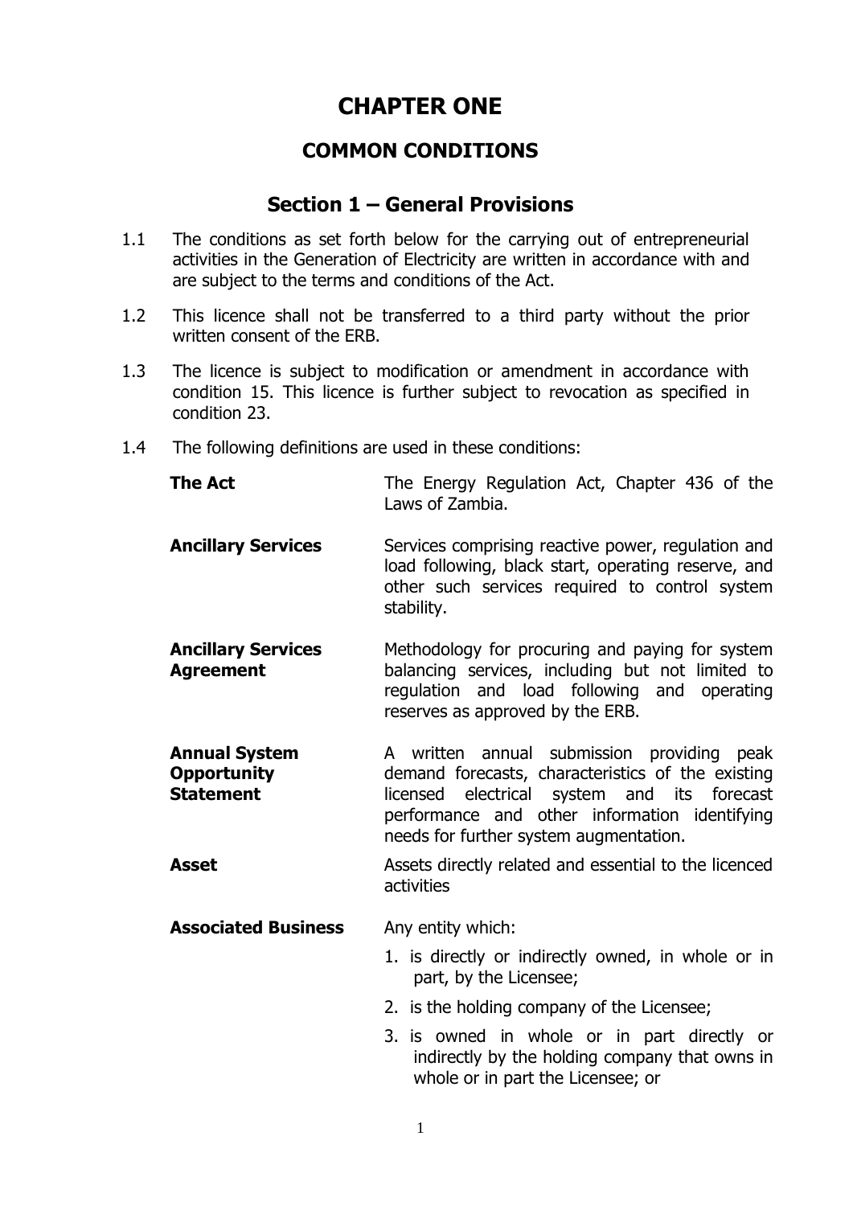# CHAPTER ONE

## COMMON CONDITIONS

### Section 1 – General Provisions

1.1 The conditions as set forth below for the carrying out of entrepreneurial activities in the Generation of Electricity are written in accordance with and are subject to the terms and conditions of the Act.

1.2 This licence shall not be transferred to a third party without the prior written consent of the ERB.

1.3 The licence is subject to modification or amendment in accordance with condition 15. This licence is further subject to revocation as specified in condition 23.

1.4 The following definitions are used in these conditions:

**The Act** — The Energy Regulation Act, Chapter 436 of the Laws of Zambia.

**Ancillary Services** — Services comprising reactive power, regulation and load following, black start, operating reserve, and other such services required to control system stability.

**Ancillary Services Agreement** — Methodology for procuring and paying for system balancing services, including but not limited to regulation and load following and operating reserves as approved by the ERB.

**Annual System Opportunity Statement** — A written annual submission providing peak demand forecasts, characteristics of the existing licensed electrical system and its forecast performance and other information identifying needs for further system augmentation.

**Asset** — Assets directly related and essential to the licenced activities

**Associated Business** — Any entity which:

1. is directly or indirectly owned, in whole or in part, by the Licensee;
2. is the holding company of the Licensee;
3. is owned in whole or in part directly or indirectly by the holding company that owns in whole or in part the Licensee; or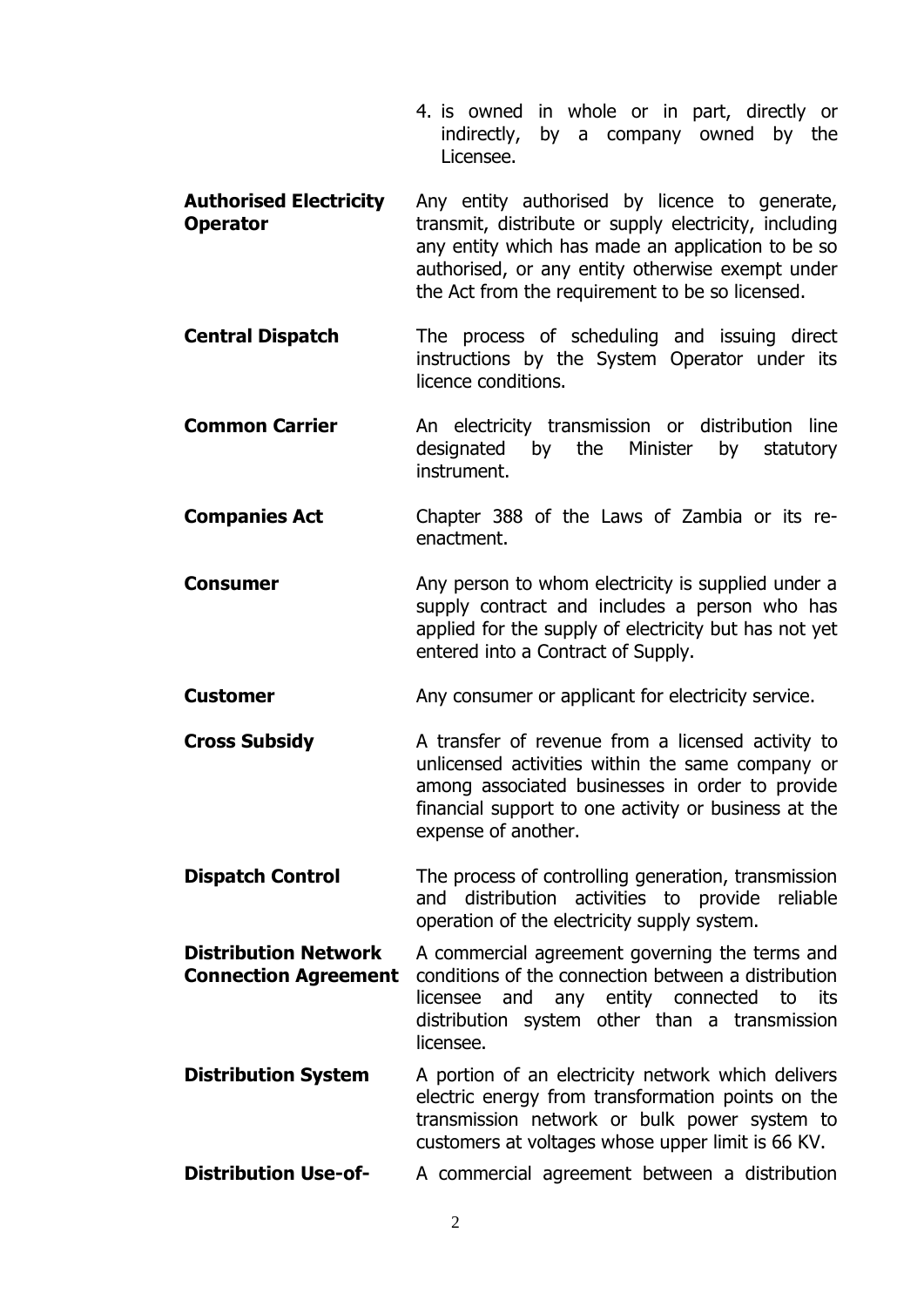4. is owned in whole or in part, directly or indirectly, by a company owned by the Licensee.

| | |
|---|---|
| **Authorised Electricity Operator** | Any entity authorised by licence to generate, transmit, distribute or supply electricity, including any entity which has made an application to be so authorised, or any entity otherwise exempt under the Act from the requirement to be so licensed. |
| **Central Dispatch** | The process of scheduling and issuing direct instructions by the System Operator under its licence conditions. |
| **Common Carrier** | An electricity transmission or distribution line designated by the Minister by statutory instrument. |
| **Companies Act** | Chapter 388 of the Laws of Zambia or its re-enactment. |
| **Consumer** | Any person to whom electricity is supplied under a supply contract and includes a person who has applied for the supply of electricity but has not yet entered into a Contract of Supply. |
| **Customer** | Any consumer or applicant for electricity service. |
| **Cross Subsidy** | A transfer of revenue from a licensed activity to unlicensed activities within the same company or among associated businesses in order to provide financial support to one activity or business at the expense of another. |
| **Dispatch Control** | The process of controlling generation, transmission and distribution activities to provide reliable operation of the electricity supply system. |
| **Distribution Network Connection Agreement** | A commercial agreement governing the terms and conditions of the connection between a distribution licensee and any entity connected to its distribution system other than a transmission licensee. |
| **Distribution System** | A portion of an electricity network which delivers electric energy from transformation points on the transmission network or bulk power system to customers at voltages whose upper limit is 66 KV. |
| **Distribution Use-of-** | A commercial agreement between a distribution |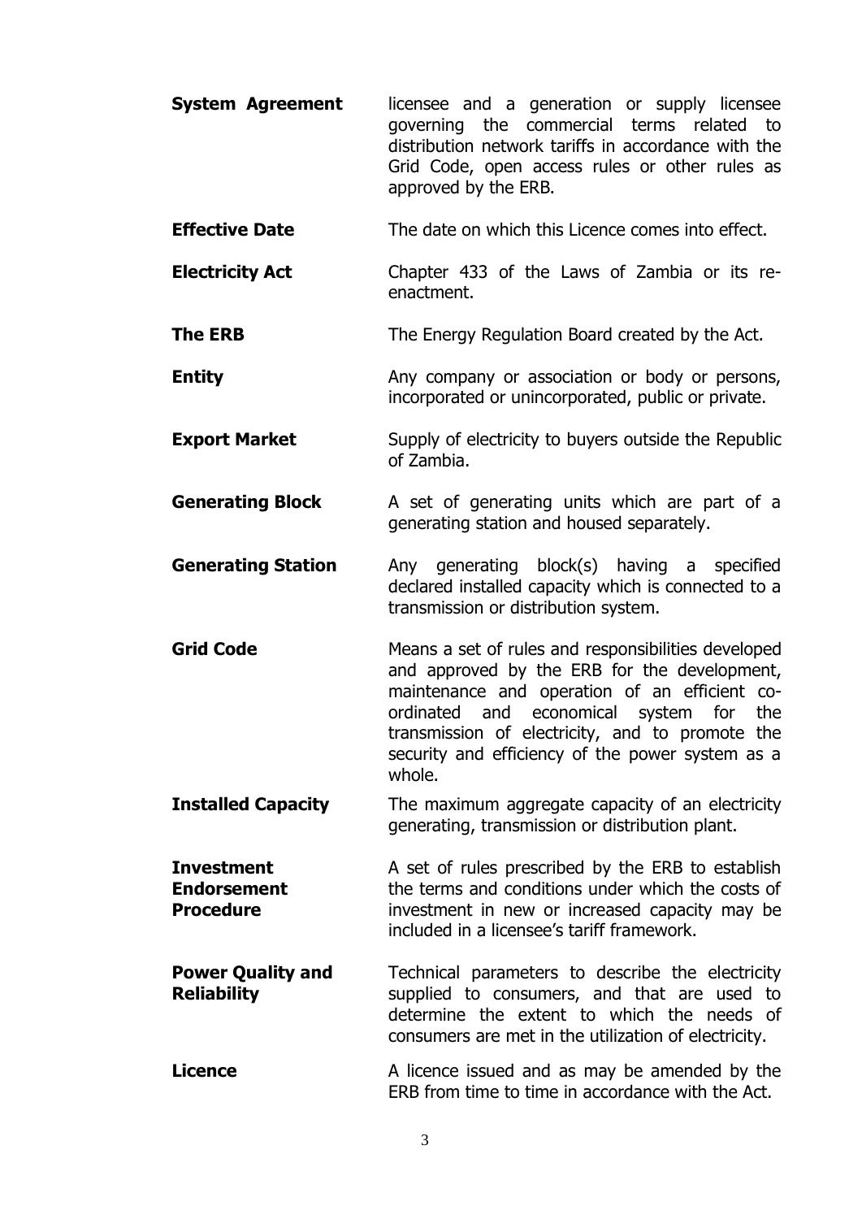**System Agreement** licensee and a generation or supply licensee governing the commercial terms related to distribution network tariffs in accordance with the Grid Code, open access rules or other rules as approved by the ERB.

**Effective Date** The date on which this Licence comes into effect.

**Electricity Act** Chapter 433 of the Laws of Zambia or its re-enactment.

**The ERB** The Energy Regulation Board created by the Act.

**Entity** Any company or association or body or persons, incorporated or unincorporated, public or private.

**Export Market** Supply of electricity to buyers outside the Republic of Zambia.

**Generating Block** A set of generating units which are part of a generating station and housed separately.

**Generating Station** Any generating block(s) having a specified declared installed capacity which is connected to a transmission or distribution system.

**Grid Code** Means a set of rules and responsibilities developed and approved by the ERB for the development, maintenance and operation of an efficient co-ordinated and economical system for the transmission of electricity, and to promote the security and efficiency of the power system as a whole.

**Installed Capacity** The maximum aggregate capacity of an electricity generating, transmission or distribution plant.

**Investment Endorsement Procedure** A set of rules prescribed by the ERB to establish the terms and conditions under which the costs of investment in new or increased capacity may be included in a licensee's tariff framework.

**Power Quality and Reliability** Technical parameters to describe the electricity supplied to consumers, and that are used to determine the extent to which the needs of consumers are met in the utilization of electricity.

**Licence** A licence issued and as may be amended by the ERB from time to time in accordance with the Act.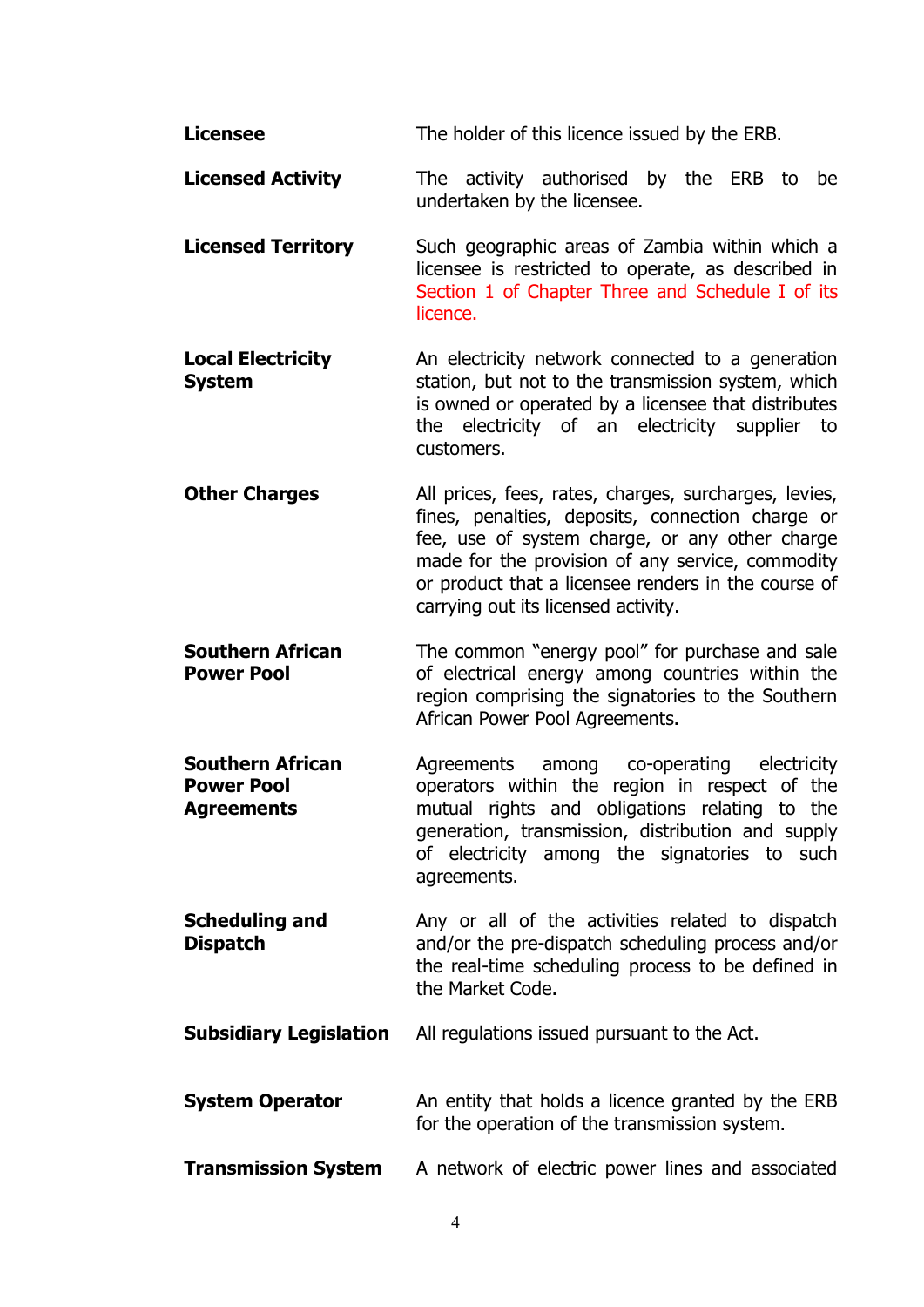| | |
|---|---|
| **Licensee** | The holder of this licence issued by the ERB. |
| **Licensed Activity** | The activity authorised by the ERB to be undertaken by the licensee. |
| **Licensed Territory** | Such geographic areas of Zambia within which a licensee is restricted to operate, as described in Section 1 of Chapter Three and Schedule I of its licence. |
| **Local Electricity System** | An electricity network connected to a generation station, but not to the transmission system, which is owned or operated by a licensee that distributes the electricity of an electricity supplier to customers. |
| **Other Charges** | All prices, fees, rates, charges, surcharges, levies, fines, penalties, deposits, connection charge or fee, use of system charge, or any other charge made for the provision of any service, commodity or product that a licensee renders in the course of carrying out its licensed activity. |
| **Southern African Power Pool** | The common "energy pool" for purchase and sale of electrical energy among countries within the region comprising the signatories to the Southern African Power Pool Agreements. |
| **Southern African Power Pool Agreements** | Agreements among co-operating electricity operators within the region in respect of the mutual rights and obligations relating to the generation, transmission, distribution and supply of electricity among the signatories to such agreements. |
| **Scheduling and Dispatch** | Any or all of the activities related to dispatch and/or the pre-dispatch scheduling process and/or the real-time scheduling process to be defined in the Market Code. |
| **Subsidiary Legislation** | All regulations issued pursuant to the Act. |
| **System Operator** | An entity that holds a licence granted by the ERB for the operation of the transmission system. |
| **Transmission System** | A network of electric power lines and associated |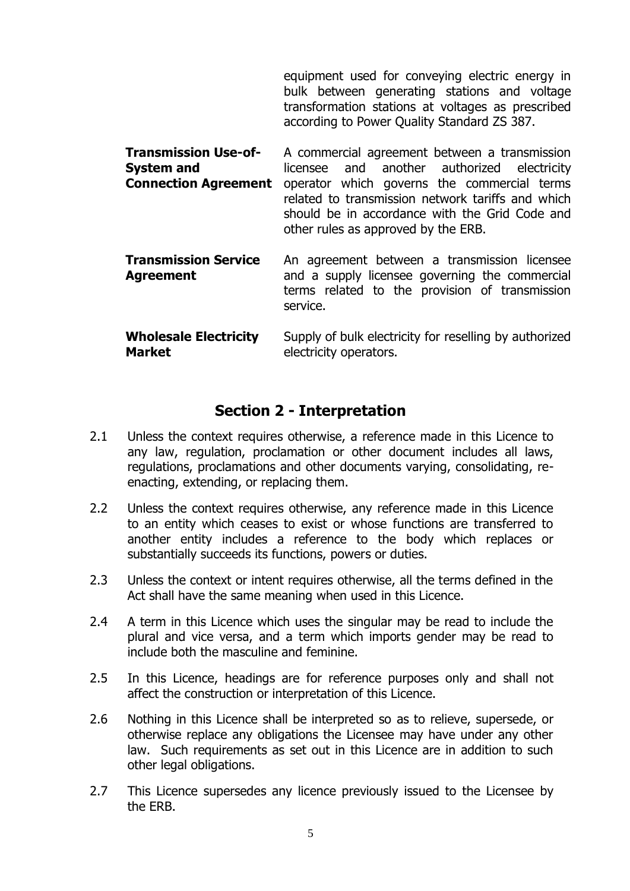| | |
|---|---|
| | equipment used for conveying electric energy in bulk between generating stations and voltage transformation stations at voltages as prescribed according to Power Quality Standard ZS 387. |
| **Transmission Use-of-System and Connection Agreement** | A commercial agreement between a transmission licensee and another authorized electricity operator which governs the commercial terms related to transmission network tariffs and which should be in accordance with the Grid Code and other rules as approved by the ERB. |
| **Transmission Service Agreement** | An agreement between a transmission licensee and a supply licensee governing the commercial terms related to the provision of transmission service. |
| **Wholesale Electricity Market** | Supply of bulk electricity for reselling by authorized electricity operators. |

## Section 2 - Interpretation

2.1 Unless the context requires otherwise, a reference made in this Licence to any law, regulation, proclamation or other document includes all laws, regulations, proclamations and other documents varying, consolidating, re-enacting, extending, or replacing them.

2.2 Unless the context requires otherwise, any reference made in this Licence to an entity which ceases to exist or whose functions are transferred to another entity includes a reference to the body which replaces or substantially succeeds its functions, powers or duties.

2.3 Unless the context or intent requires otherwise, all the terms defined in the Act shall have the same meaning when used in this Licence.

2.4 A term in this Licence which uses the singular may be read to include the plural and vice versa, and a term which imports gender may be read to include both the masculine and feminine.

2.5 In this Licence, headings are for reference purposes only and shall not affect the construction or interpretation of this Licence.

2.6 Nothing in this Licence shall be interpreted so as to relieve, supersede, or otherwise replace any obligations the Licensee may have under any other law. Such requirements as set out in this Licence are in addition to such other legal obligations.

2.7 This Licence supersedes any licence previously issued to the Licensee by the ERB.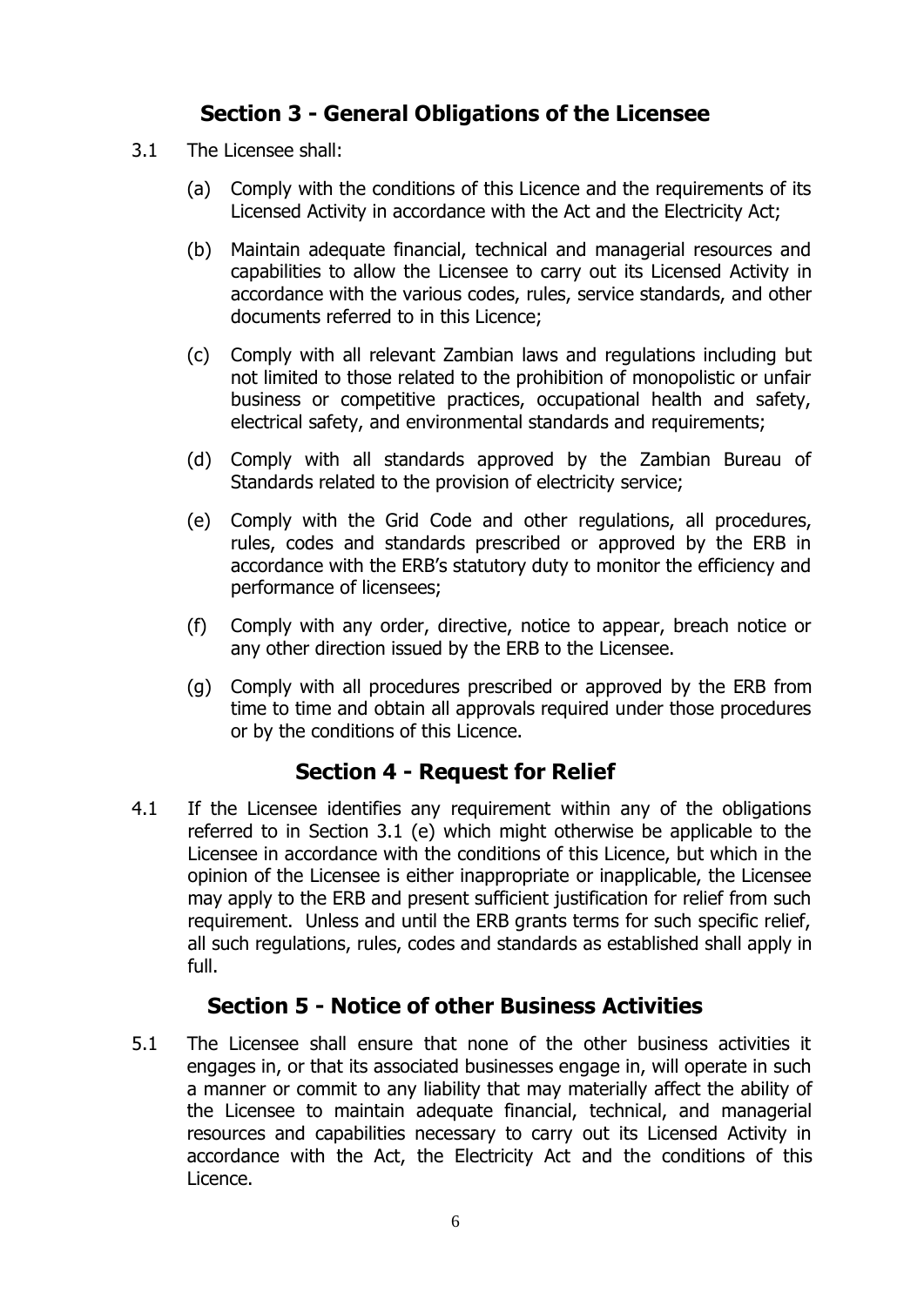## Section 3 - General Obligations of the Licensee

3.1 The Licensee shall:

(a) Comply with the conditions of this Licence and the requirements of its Licensed Activity in accordance with the Act and the Electricity Act;

(b) Maintain adequate financial, technical and managerial resources and capabilities to allow the Licensee to carry out its Licensed Activity in accordance with the various codes, rules, service standards, and other documents referred to in this Licence;

(c) Comply with all relevant Zambian laws and regulations including but not limited to those related to the prohibition of monopolistic or unfair business or competitive practices, occupational health and safety, electrical safety, and environmental standards and requirements;

(d) Comply with all standards approved by the Zambian Bureau of Standards related to the provision of electricity service;

(e) Comply with the Grid Code and other regulations, all procedures, rules, codes and standards prescribed or approved by the ERB in accordance with the ERB's statutory duty to monitor the efficiency and performance of licensees;

(f) Comply with any order, directive, notice to appear, breach notice or any other direction issued by the ERB to the Licensee.

(g) Comply with all procedures prescribed or approved by the ERB from time to time and obtain all approvals required under those procedures or by the conditions of this Licence.

## Section 4 - Request for Relief

4.1 If the Licensee identifies any requirement within any of the obligations referred to in Section 3.1 (e) which might otherwise be applicable to the Licensee in accordance with the conditions of this Licence, but which in the opinion of the Licensee is either inappropriate or inapplicable, the Licensee may apply to the ERB and present sufficient justification for relief from such requirement. Unless and until the ERB grants terms for such specific relief, all such regulations, rules, codes and standards as established shall apply in full.

## Section 5 - Notice of other Business Activities

5.1 The Licensee shall ensure that none of the other business activities it engages in, or that its associated businesses engage in, will operate in such a manner or commit to any liability that may materially affect the ability of the Licensee to maintain adequate financial, technical, and managerial resources and capabilities necessary to carry out its Licensed Activity in accordance with the Act, the Electricity Act and the conditions of this Licence.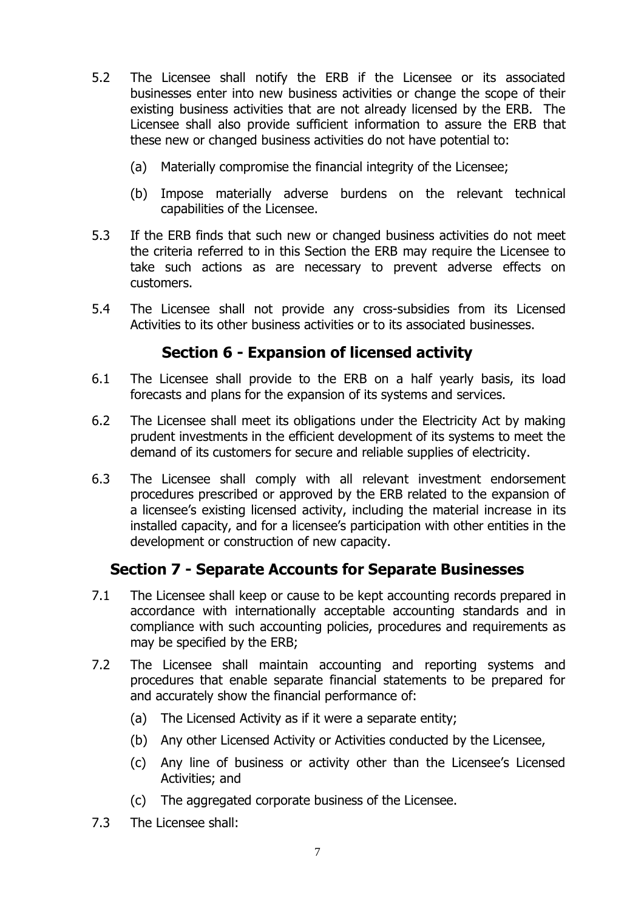5.2 The Licensee shall notify the ERB if the Licensee or its associated businesses enter into new business activities or change the scope of their existing business activities that are not already licensed by the ERB. The Licensee shall also provide sufficient information to assure the ERB that these new or changed business activities do not have potential to:

   (a) Materially compromise the financial integrity of the Licensee;

   (b) Impose materially adverse burdens on the relevant technical capabilities of the Licensee.

5.3 If the ERB finds that such new or changed business activities do not meet the criteria referred to in this Section the ERB may require the Licensee to take such actions as are necessary to prevent adverse effects on customers.

5.4 The Licensee shall not provide any cross-subsidies from its Licensed Activities to its other business activities or to its associated businesses.

## Section 6 - Expansion of licensed activity

6.1 The Licensee shall provide to the ERB on a half yearly basis, its load forecasts and plans for the expansion of its systems and services.

6.2 The Licensee shall meet its obligations under the Electricity Act by making prudent investments in the efficient development of its systems to meet the demand of its customers for secure and reliable supplies of electricity.

6.3 The Licensee shall comply with all relevant investment endorsement procedures prescribed or approved by the ERB related to the expansion of a licensee's existing licensed activity, including the material increase in its installed capacity, and for a licensee's participation with other entities in the development or construction of new capacity.

## Section 7 - Separate Accounts for Separate Businesses

7.1 The Licensee shall keep or cause to be kept accounting records prepared in accordance with internationally acceptable accounting standards and in compliance with such accounting policies, procedures and requirements as may be specified by the ERB;

7.2 The Licensee shall maintain accounting and reporting systems and procedures that enable separate financial statements to be prepared for and accurately show the financial performance of:

   (a) The Licensed Activity as if it were a separate entity;

   (b) Any other Licensed Activity or Activities conducted by the Licensee,

   (c) Any line of business or activity other than the Licensee's Licensed Activities; and

   (c) The aggregated corporate business of the Licensee.

7.3 The Licensee shall: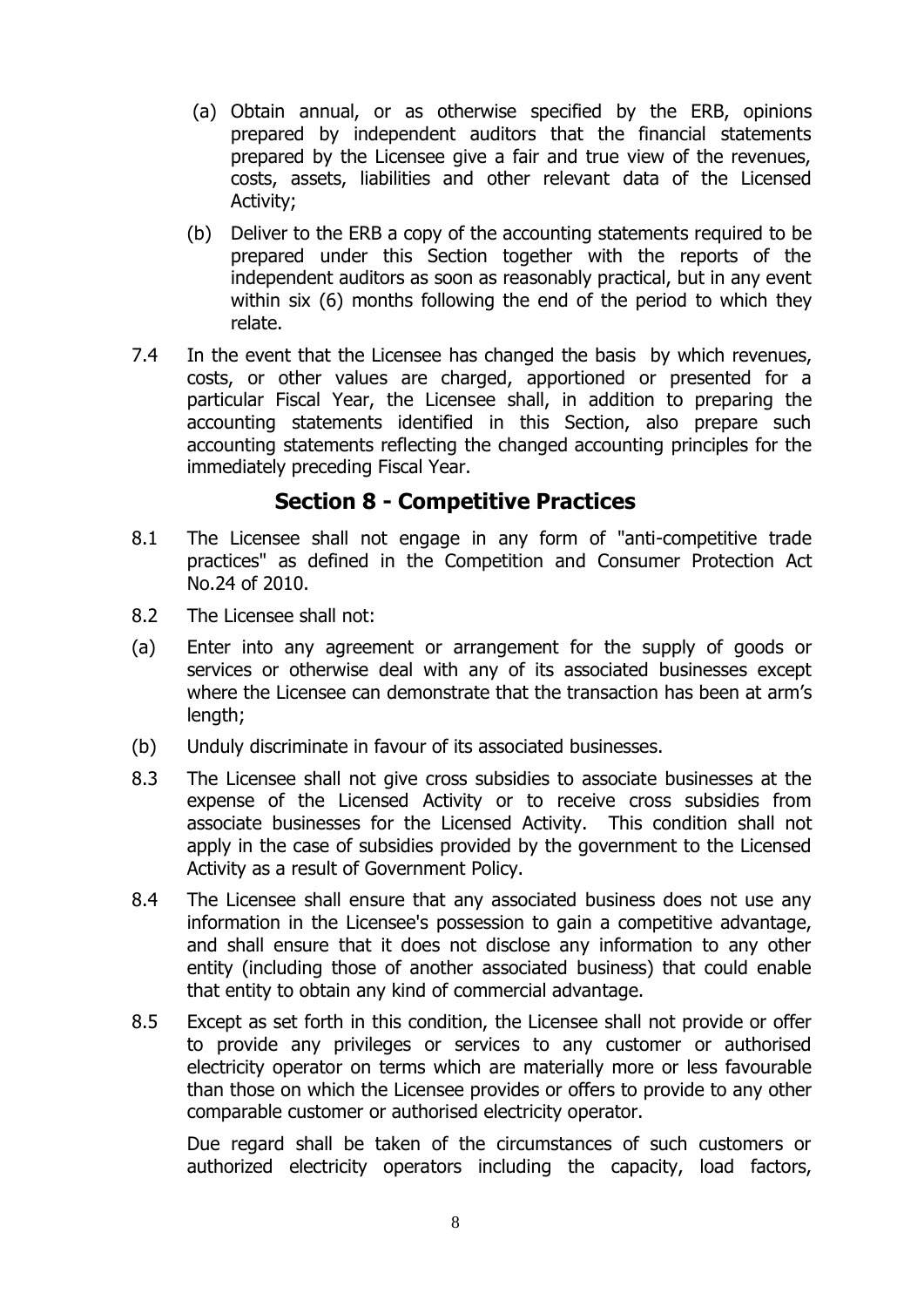(a) Obtain annual, or as otherwise specified by the ERB, opinions prepared by independent auditors that the financial statements prepared by the Licensee give a fair and true view of the revenues, costs, assets, liabilities and other relevant data of the Licensed Activity;

(b) Deliver to the ERB a copy of the accounting statements required to be prepared under this Section together with the reports of the independent auditors as soon as reasonably practical, but in any event within six (6) months following the end of the period to which they relate.

7.4 In the event that the Licensee has changed the basis by which revenues, costs, or other values are charged, apportioned or presented for a particular Fiscal Year, the Licensee shall, in addition to preparing the accounting statements identified in this Section, also prepare such accounting statements reflecting the changed accounting principles for the immediately preceding Fiscal Year.

## Section 8 - Competitive Practices

8.1 The Licensee shall not engage in any form of "anti-competitive trade practices" as defined in the Competition and Consumer Protection Act No.24 of 2010.

8.2 The Licensee shall not:

(a) Enter into any agreement or arrangement for the supply of goods or services or otherwise deal with any of its associated businesses except where the Licensee can demonstrate that the transaction has been at arm's length;

(b) Unduly discriminate in favour of its associated businesses.

8.3 The Licensee shall not give cross subsidies to associate businesses at the expense of the Licensed Activity or to receive cross subsidies from associate businesses for the Licensed Activity. This condition shall not apply in the case of subsidies provided by the government to the Licensed Activity as a result of Government Policy.

8.4 The Licensee shall ensure that any associated business does not use any information in the Licensee's possession to gain a competitive advantage, and shall ensure that it does not disclose any information to any other entity (including those of another associated business) that could enable that entity to obtain any kind of commercial advantage.

8.5 Except as set forth in this condition, the Licensee shall not provide or offer to provide any privileges or services to any customer or authorised electricity operator on terms which are materially more or less favourable than those on which the Licensee provides or offers to provide to any other comparable customer or authorised electricity operator.

Due regard shall be taken of the circumstances of such customers or authorized electricity operators including the capacity, load factors,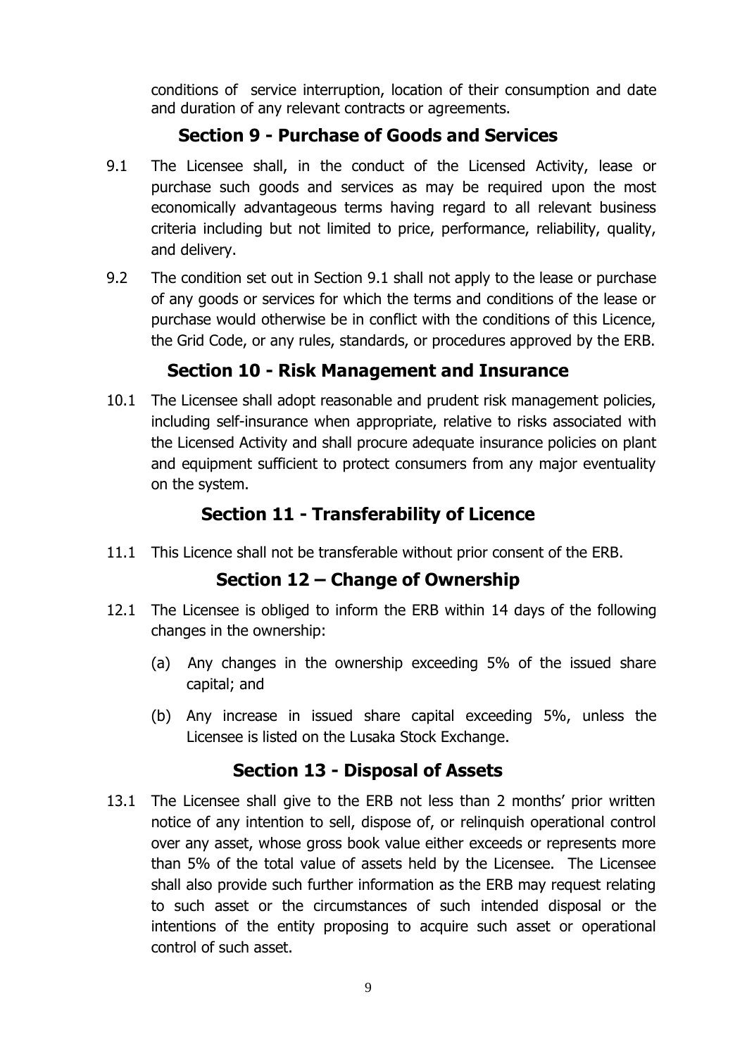conditions of service interruption, location of their consumption and date and duration of any relevant contracts or agreements.

## Section 9 - Purchase of Goods and Services

9.1 The Licensee shall, in the conduct of the Licensed Activity, lease or purchase such goods and services as may be required upon the most economically advantageous terms having regard to all relevant business criteria including but not limited to price, performance, reliability, quality, and delivery.

9.2 The condition set out in Section 9.1 shall not apply to the lease or purchase of any goods or services for which the terms and conditions of the lease or purchase would otherwise be in conflict with the conditions of this Licence, the Grid Code, or any rules, standards, or procedures approved by the ERB.

## Section 10 - Risk Management and Insurance

10.1 The Licensee shall adopt reasonable and prudent risk management policies, including self-insurance when appropriate, relative to risks associated with the Licensed Activity and shall procure adequate insurance policies on plant and equipment sufficient to protect consumers from any major eventuality on the system.

## Section 11 - Transferability of Licence

11.1 This Licence shall not be transferable without prior consent of the ERB.

## Section 12 – Change of Ownership

12.1 The Licensee is obliged to inform the ERB within 14 days of the following changes in the ownership:

(a) Any changes in the ownership exceeding 5% of the issued share capital; and

(b) Any increase in issued share capital exceeding 5%, unless the Licensee is listed on the Lusaka Stock Exchange.

## Section 13 - Disposal of Assets

13.1 The Licensee shall give to the ERB not less than 2 months' prior written notice of any intention to sell, dispose of, or relinquish operational control over any asset, whose gross book value either exceeds or represents more than 5% of the total value of assets held by the Licensee. The Licensee shall also provide such further information as the ERB may request relating to such asset or the circumstances of such intended disposal or the intentions of the entity proposing to acquire such asset or operational control of such asset.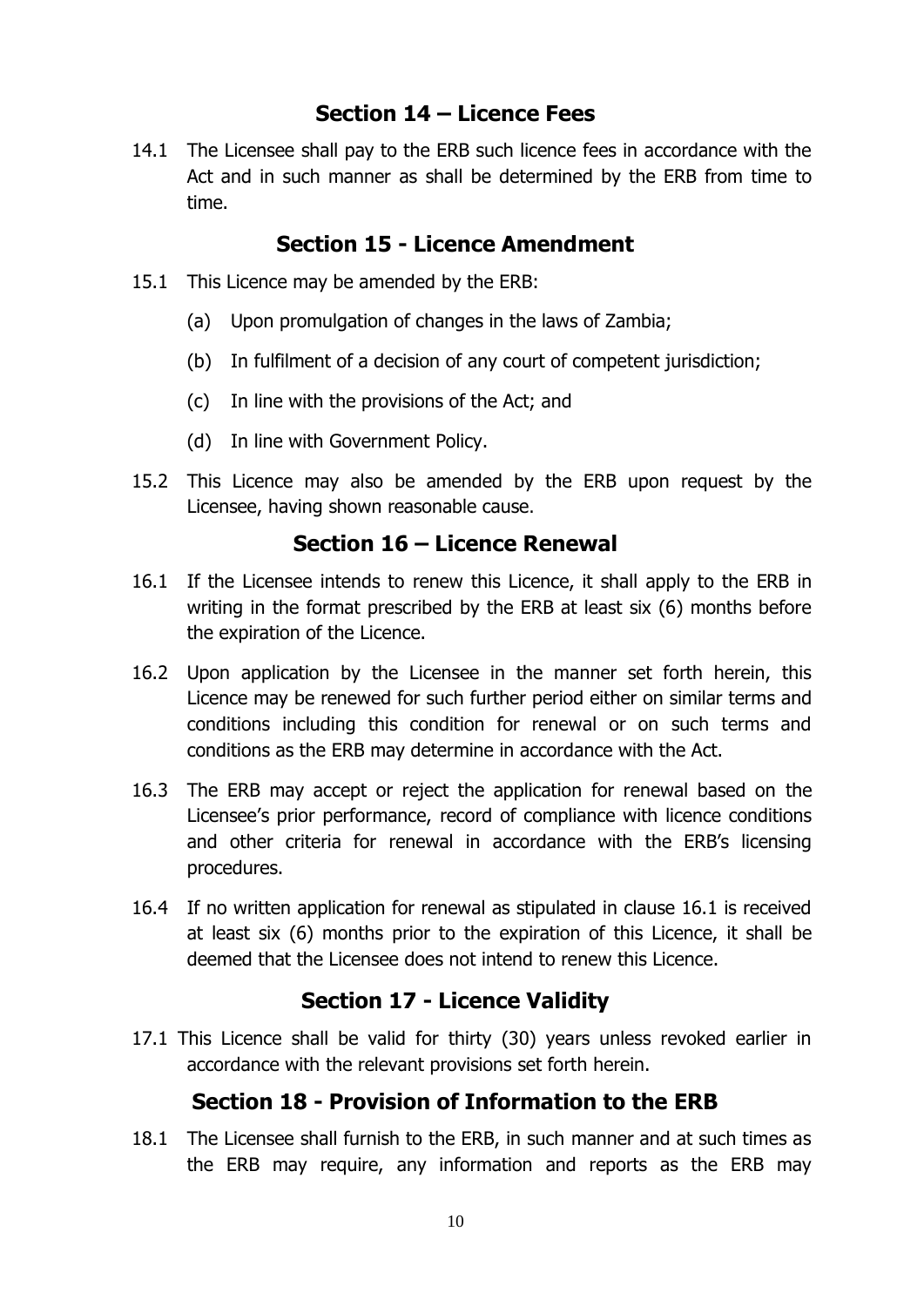## Section 14 – Licence Fees

14.1 The Licensee shall pay to the ERB such licence fees in accordance with the Act and in such manner as shall be determined by the ERB from time to time.

## Section 15 - Licence Amendment

15.1 This Licence may be amended by the ERB:

(a) Upon promulgation of changes in the laws of Zambia;

(b) In fulfilment of a decision of any court of competent jurisdiction;

(c) In line with the provisions of the Act; and

(d) In line with Government Policy.

15.2 This Licence may also be amended by the ERB upon request by the Licensee, having shown reasonable cause.

## Section 16 – Licence Renewal

16.1 If the Licensee intends to renew this Licence, it shall apply to the ERB in writing in the format prescribed by the ERB at least six (6) months before the expiration of the Licence.

16.2 Upon application by the Licensee in the manner set forth herein, this Licence may be renewed for such further period either on similar terms and conditions including this condition for renewal or on such terms and conditions as the ERB may determine in accordance with the Act.

16.3 The ERB may accept or reject the application for renewal based on the Licensee's prior performance, record of compliance with licence conditions and other criteria for renewal in accordance with the ERB's licensing procedures.

16.4 If no written application for renewal as stipulated in clause 16.1 is received at least six (6) months prior to the expiration of this Licence, it shall be deemed that the Licensee does not intend to renew this Licence.

## Section 17 - Licence Validity

17.1 This Licence shall be valid for thirty (30) years unless revoked earlier in accordance with the relevant provisions set forth herein.

## Section 18 - Provision of Information to the ERB

18.1 The Licensee shall furnish to the ERB, in such manner and at such times as the ERB may require, any information and reports as the ERB may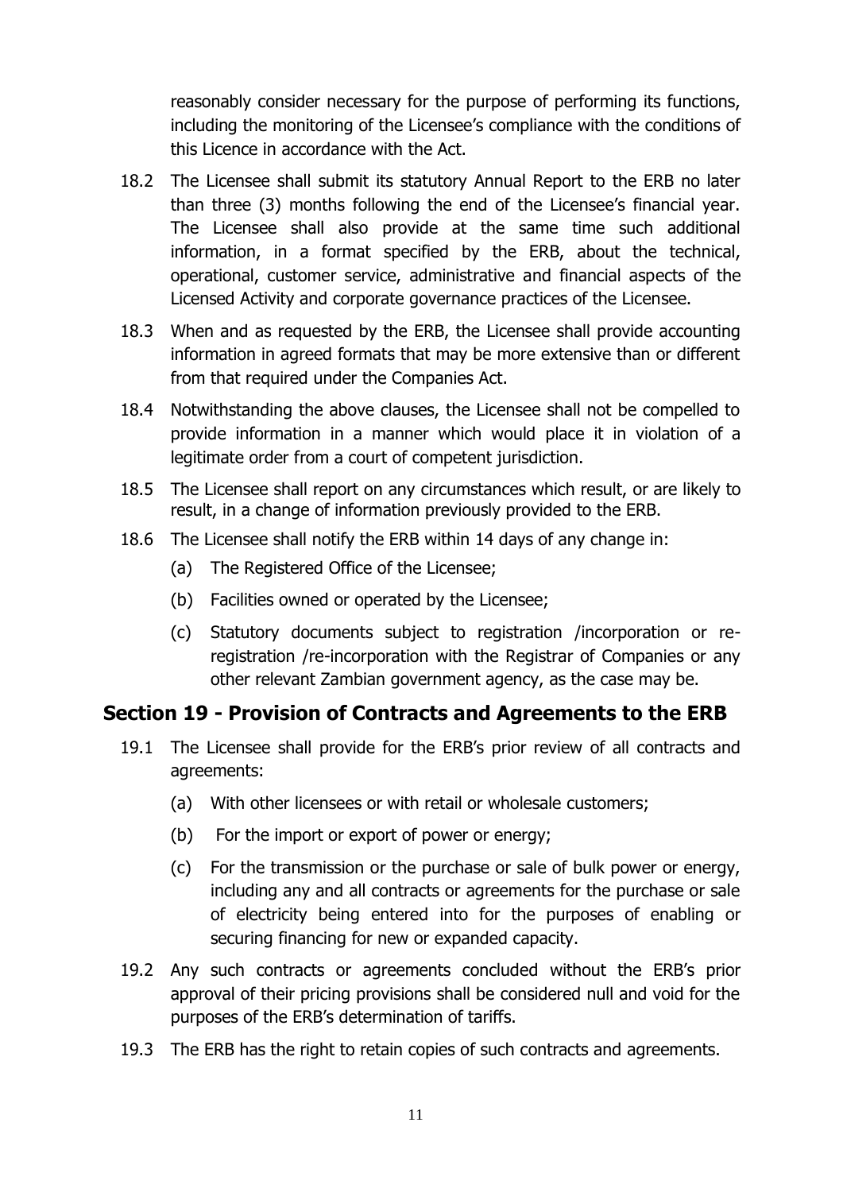reasonably consider necessary for the purpose of performing its functions, including the monitoring of the Licensee's compliance with the conditions of this Licence in accordance with the Act.

18.2 The Licensee shall submit its statutory Annual Report to the ERB no later than three (3) months following the end of the Licensee's financial year. The Licensee shall also provide at the same time such additional information, in a format specified by the ERB, about the technical, operational, customer service, administrative and financial aspects of the Licensed Activity and corporate governance practices of the Licensee.

18.3 When and as requested by the ERB, the Licensee shall provide accounting information in agreed formats that may be more extensive than or different from that required under the Companies Act.

18.4 Notwithstanding the above clauses, the Licensee shall not be compelled to provide information in a manner which would place it in violation of a legitimate order from a court of competent jurisdiction.

18.5 The Licensee shall report on any circumstances which result, or are likely to result, in a change of information previously provided to the ERB.

18.6 The Licensee shall notify the ERB within 14 days of any change in:

- (a) The Registered Office of the Licensee;
- (b) Facilities owned or operated by the Licensee;
- (c) Statutory documents subject to registration /incorporation or re-registration /re-incorporation with the Registrar of Companies or any other relevant Zambian government agency, as the case may be.

## Section 19 - Provision of Contracts and Agreements to the ERB

19.1 The Licensee shall provide for the ERB's prior review of all contracts and agreements:

- (a) With other licensees or with retail or wholesale customers;
- (b) For the import or export of power or energy;
- (c) For the transmission or the purchase or sale of bulk power or energy, including any and all contracts or agreements for the purchase or sale of electricity being entered into for the purposes of enabling or securing financing for new or expanded capacity.

19.2 Any such contracts or agreements concluded without the ERB's prior approval of their pricing provisions shall be considered null and void for the purposes of the ERB's determination of tariffs.

19.3 The ERB has the right to retain copies of such contracts and agreements.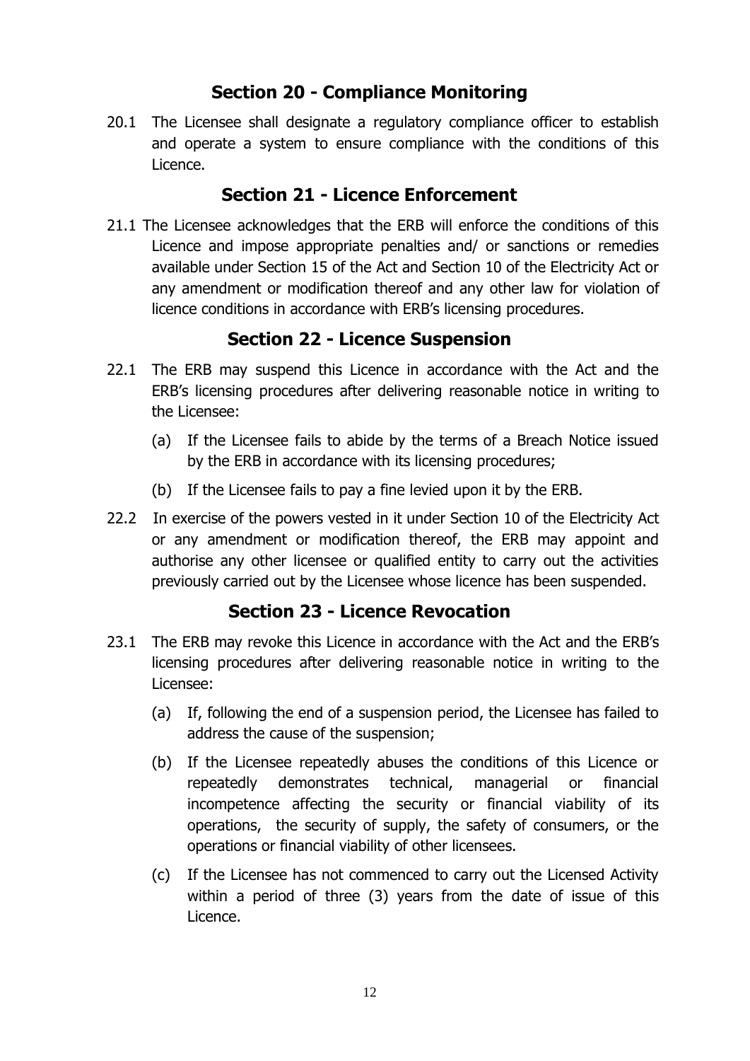## Section 20 - Compliance Monitoring

20.1 The Licensee shall designate a regulatory compliance officer to establish and operate a system to ensure compliance with the conditions of this Licence.

## Section 21 - Licence Enforcement

21.1 The Licensee acknowledges that the ERB will enforce the conditions of this Licence and impose appropriate penalties and/ or sanctions or remedies available under Section 15 of the Act and Section 10 of the Electricity Act or any amendment or modification thereof and any other law for violation of licence conditions in accordance with ERB's licensing procedures.

## Section 22 - Licence Suspension

22.1 The ERB may suspend this Licence in accordance with the Act and the ERB's licensing procedures after delivering reasonable notice in writing to the Licensee:

(a) If the Licensee fails to abide by the terms of a Breach Notice issued by the ERB in accordance with its licensing procedures;

(b) If the Licensee fails to pay a fine levied upon it by the ERB.

22.2 In exercise of the powers vested in it under Section 10 of the Electricity Act or any amendment or modification thereof, the ERB may appoint and authorise any other licensee or qualified entity to carry out the activities previously carried out by the Licensee whose licence has been suspended.

## Section 23 - Licence Revocation

23.1 The ERB may revoke this Licence in accordance with the Act and the ERB's licensing procedures after delivering reasonable notice in writing to the Licensee:

(a) If, following the end of a suspension period, the Licensee has failed to address the cause of the suspension;

(b) If the Licensee repeatedly abuses the conditions of this Licence or repeatedly demonstrates technical, managerial or financial incompetence affecting the security or financial viability of its operations, the security of supply, the safety of consumers, or the operations or financial viability of other licensees.

(c) If the Licensee has not commenced to carry out the Licensed Activity within a period of three (3) years from the date of issue of this Licence.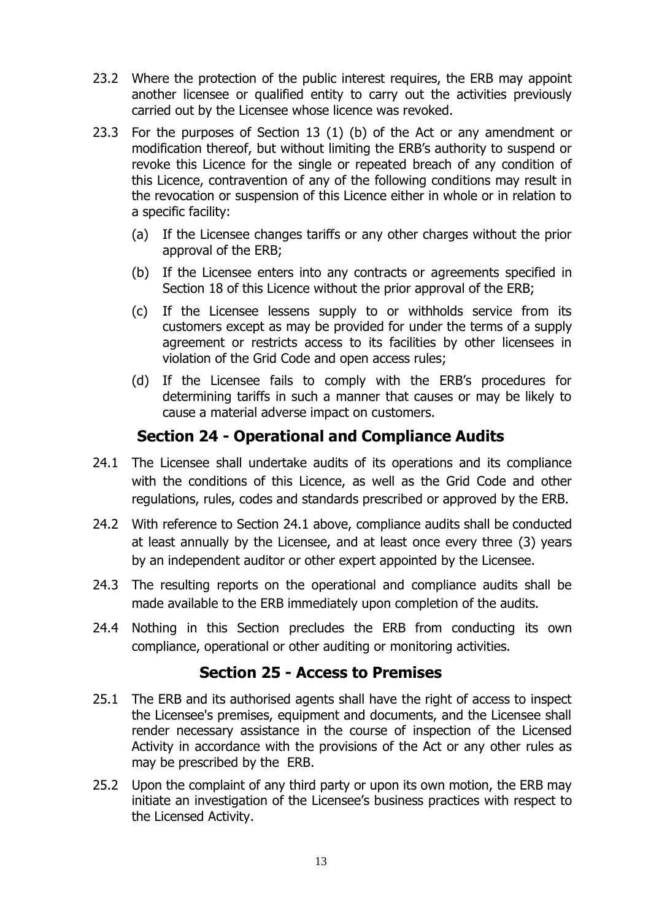23.2 Where the protection of the public interest requires, the ERB may appoint another licensee or qualified entity to carry out the activities previously carried out by the Licensee whose licence was revoked.

23.3 For the purposes of Section 13 (1) (b) of the Act or any amendment or modification thereof, but without limiting the ERB's authority to suspend or revoke this Licence for the single or repeated breach of any condition of this Licence, contravention of any of the following conditions may result in the revocation or suspension of this Licence either in whole or in relation to a specific facility:

(a) If the Licensee changes tariffs or any other charges without the prior approval of the ERB;

(b) If the Licensee enters into any contracts or agreements specified in Section 18 of this Licence without the prior approval of the ERB;

(c) If the Licensee lessens supply to or withholds service from its customers except as may be provided for under the terms of a supply agreement or restricts access to its facilities by other licensees in violation of the Grid Code and open access rules;

(d) If the Licensee fails to comply with the ERB's procedures for determining tariffs in such a manner that causes or may be likely to cause a material adverse impact on customers.

## Section 24 - Operational and Compliance Audits

24.1 The Licensee shall undertake audits of its operations and its compliance with the conditions of this Licence, as well as the Grid Code and other regulations, rules, codes and standards prescribed or approved by the ERB.

24.2 With reference to Section 24.1 above, compliance audits shall be conducted at least annually by the Licensee, and at least once every three (3) years by an independent auditor or other expert appointed by the Licensee.

24.3 The resulting reports on the operational and compliance audits shall be made available to the ERB immediately upon completion of the audits.

24.4 Nothing in this Section precludes the ERB from conducting its own compliance, operational or other auditing or monitoring activities.

## Section 25 - Access to Premises

25.1 The ERB and its authorised agents shall have the right of access to inspect the Licensee's premises, equipment and documents, and the Licensee shall render necessary assistance in the course of inspection of the Licensed Activity in accordance with the provisions of the Act or any other rules as may be prescribed by the ERB.

25.2 Upon the complaint of any third party or upon its own motion, the ERB may initiate an investigation of the Licensee's business practices with respect to the Licensed Activity.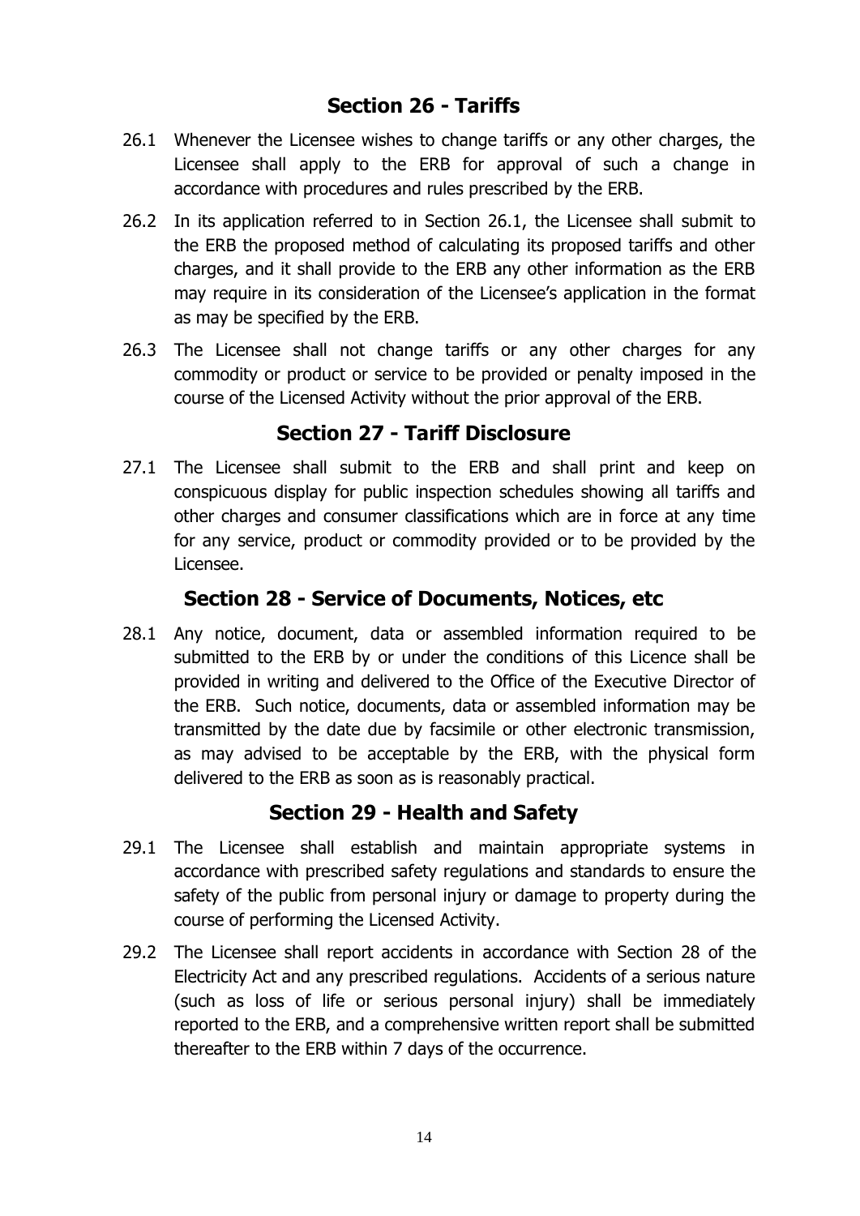## Section 26 - Tariffs

26.1 Whenever the Licensee wishes to change tariffs or any other charges, the Licensee shall apply to the ERB for approval of such a change in accordance with procedures and rules prescribed by the ERB.

26.2 In its application referred to in Section 26.1, the Licensee shall submit to the ERB the proposed method of calculating its proposed tariffs and other charges, and it shall provide to the ERB any other information as the ERB may require in its consideration of the Licensee's application in the format as may be specified by the ERB.

26.3 The Licensee shall not change tariffs or any other charges for any commodity or product or service to be provided or penalty imposed in the course of the Licensed Activity without the prior approval of the ERB.

## Section 27 - Tariff Disclosure

27.1 The Licensee shall submit to the ERB and shall print and keep on conspicuous display for public inspection schedules showing all tariffs and other charges and consumer classifications which are in force at any time for any service, product or commodity provided or to be provided by the Licensee.

## Section 28 - Service of Documents, Notices, etc

28.1 Any notice, document, data or assembled information required to be submitted to the ERB by or under the conditions of this Licence shall be provided in writing and delivered to the Office of the Executive Director of the ERB. Such notice, documents, data or assembled information may be transmitted by the date due by facsimile or other electronic transmission, as may advised to be acceptable by the ERB, with the physical form delivered to the ERB as soon as is reasonably practical.

## Section 29 - Health and Safety

29.1 The Licensee shall establish and maintain appropriate systems in accordance with prescribed safety regulations and standards to ensure the safety of the public from personal injury or damage to property during the course of performing the Licensed Activity.

29.2 The Licensee shall report accidents in accordance with Section 28 of the Electricity Act and any prescribed regulations. Accidents of a serious nature (such as loss of life or serious personal injury) shall be immediately reported to the ERB, and a comprehensive written report shall be submitted thereafter to the ERB within 7 days of the occurrence.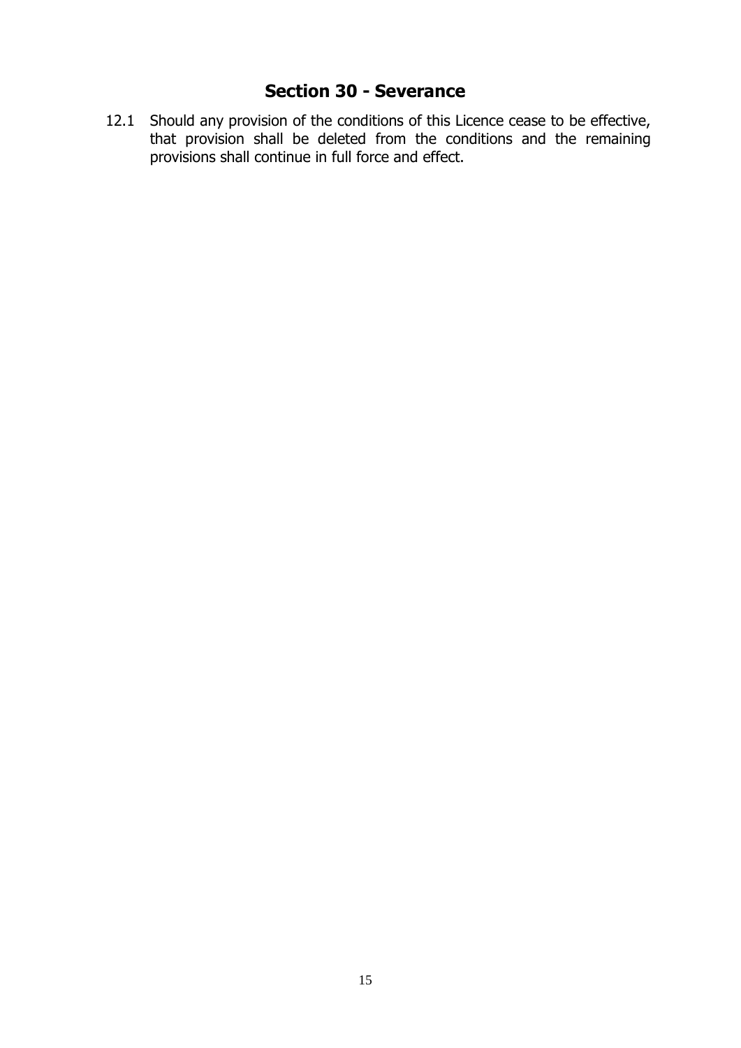## Section 30 - Severance

12.1 Should any provision of the conditions of this Licence cease to be effective, that provision shall be deleted from the conditions and the remaining provisions shall continue in full force and effect.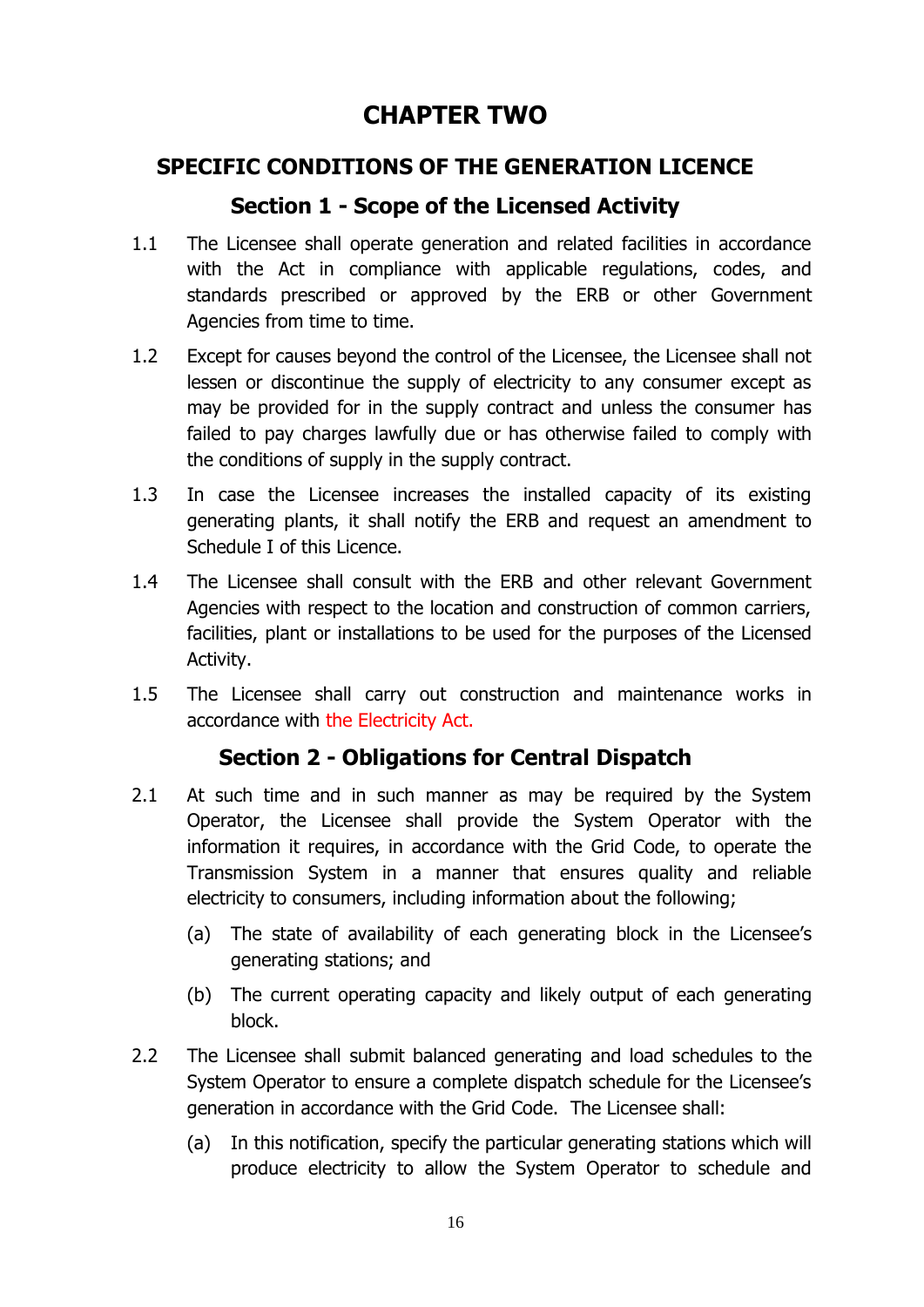# CHAPTER TWO

## SPECIFIC CONDITIONS OF THE GENERATION LICENCE

### Section 1 - Scope of the Licensed Activity

1.1 The Licensee shall operate generation and related facilities in accordance with the Act in compliance with applicable regulations, codes, and standards prescribed or approved by the ERB or other Government Agencies from time to time.

1.2 Except for causes beyond the control of the Licensee, the Licensee shall not lessen or discontinue the supply of electricity to any consumer except as may be provided for in the supply contract and unless the consumer has failed to pay charges lawfully due or has otherwise failed to comply with the conditions of supply in the supply contract.

1.3 In case the Licensee increases the installed capacity of its existing generating plants, it shall notify the ERB and request an amendment to Schedule I of this Licence.

1.4 The Licensee shall consult with the ERB and other relevant Government Agencies with respect to the location and construction of common carriers, facilities, plant or installations to be used for the purposes of the Licensed Activity.

1.5 The Licensee shall carry out construction and maintenance works in accordance with the Electricity Act.

### Section 2 - Obligations for Central Dispatch

2.1 At such time and in such manner as may be required by the System Operator, the Licensee shall provide the System Operator with the information it requires, in accordance with the Grid Code, to operate the Transmission System in a manner that ensures quality and reliable electricity to consumers, including information about the following;

(a) The state of availability of each generating block in the Licensee's generating stations; and

(b) The current operating capacity and likely output of each generating block.

2.2 The Licensee shall submit balanced generating and load schedules to the System Operator to ensure a complete dispatch schedule for the Licensee's generation in accordance with the Grid Code. The Licensee shall:

(a) In this notification, specify the particular generating stations which will produce electricity to allow the System Operator to schedule and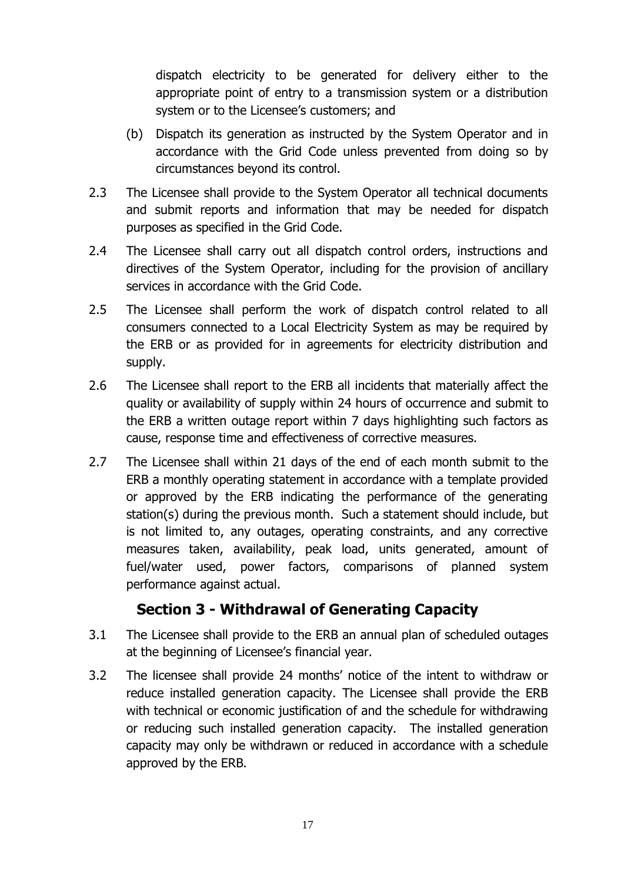dispatch electricity to be generated for delivery either to the appropriate point of entry to a transmission system or a distribution system or to the Licensee's customers; and

(b) Dispatch its generation as instructed by the System Operator and in accordance with the Grid Code unless prevented from doing so by circumstances beyond its control.

2.3 The Licensee shall provide to the System Operator all technical documents and submit reports and information that may be needed for dispatch purposes as specified in the Grid Code.

2.4 The Licensee shall carry out all dispatch control orders, instructions and directives of the System Operator, including for the provision of ancillary services in accordance with the Grid Code.

2.5 The Licensee shall perform the work of dispatch control related to all consumers connected to a Local Electricity System as may be required by the ERB or as provided for in agreements for electricity distribution and supply.

2.6 The Licensee shall report to the ERB all incidents that materially affect the quality or availability of supply within 24 hours of occurrence and submit to the ERB a written outage report within 7 days highlighting such factors as cause, response time and effectiveness of corrective measures.

2.7 The Licensee shall within 21 days of the end of each month submit to the ERB a monthly operating statement in accordance with a template provided or approved by the ERB indicating the performance of the generating station(s) during the previous month. Such a statement should include, but is not limited to, any outages, operating constraints, and any corrective measures taken, availability, peak load, units generated, amount of fuel/water used, power factors, comparisons of planned system performance against actual.

## Section 3 - Withdrawal of Generating Capacity

3.1 The Licensee shall provide to the ERB an annual plan of scheduled outages at the beginning of Licensee's financial year.

3.2 The licensee shall provide 24 months' notice of the intent to withdraw or reduce installed generation capacity. The Licensee shall provide the ERB with technical or economic justification of and the schedule for withdrawing or reducing such installed generation capacity. The installed generation capacity may only be withdrawn or reduced in accordance with a schedule approved by the ERB.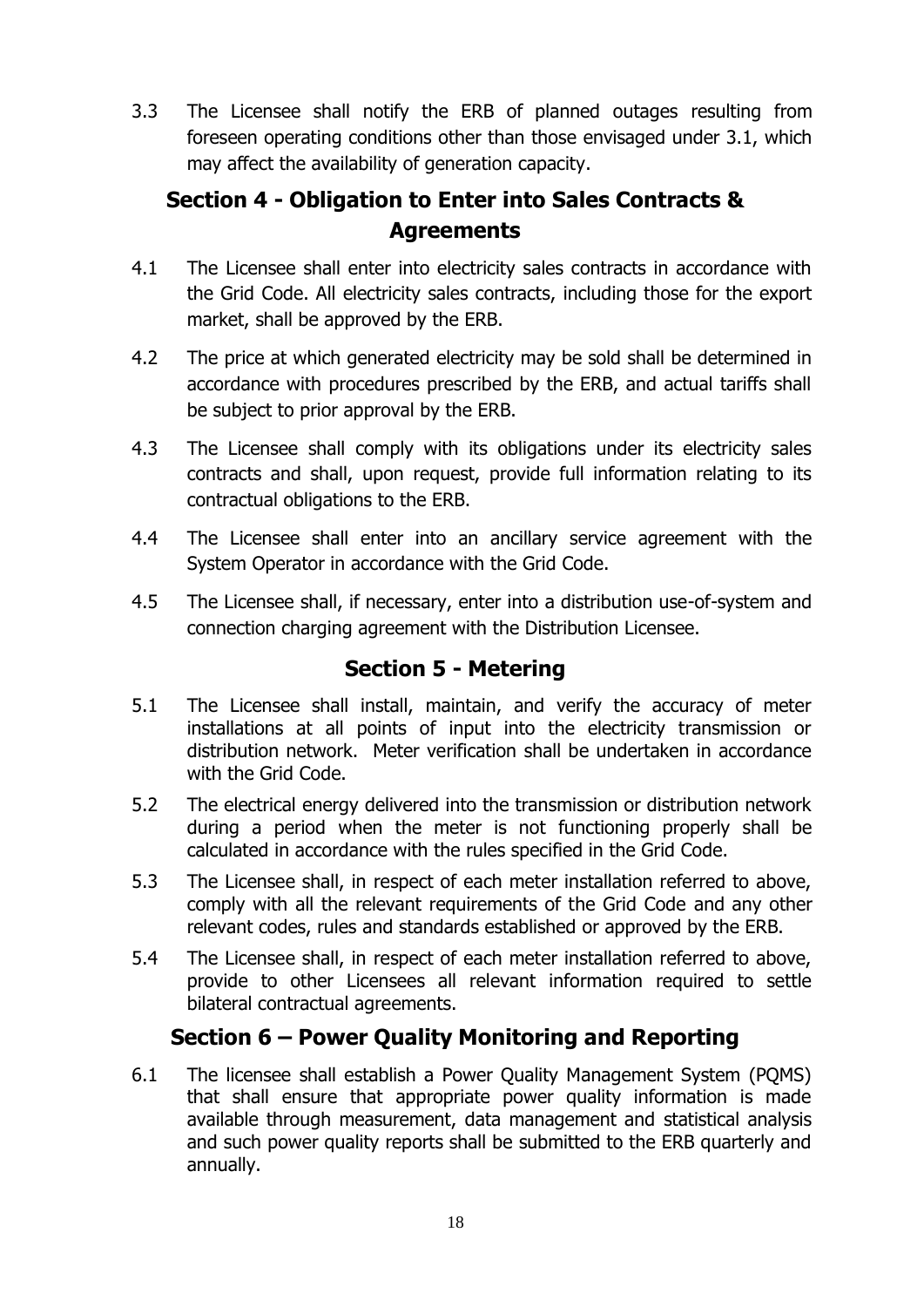3.3 The Licensee shall notify the ERB of planned outages resulting from foreseen operating conditions other than those envisaged under 3.1, which may affect the availability of generation capacity.

## Section 4 - Obligation to Enter into Sales Contracts & Agreements

4.1 The Licensee shall enter into electricity sales contracts in accordance with the Grid Code. All electricity sales contracts, including those for the export market, shall be approved by the ERB.

4.2 The price at which generated electricity may be sold shall be determined in accordance with procedures prescribed by the ERB, and actual tariffs shall be subject to prior approval by the ERB.

4.3 The Licensee shall comply with its obligations under its electricity sales contracts and shall, upon request, provide full information relating to its contractual obligations to the ERB.

4.4 The Licensee shall enter into an ancillary service agreement with the System Operator in accordance with the Grid Code.

4.5 The Licensee shall, if necessary, enter into a distribution use-of-system and connection charging agreement with the Distribution Licensee.

## Section 5 - Metering

5.1 The Licensee shall install, maintain, and verify the accuracy of meter installations at all points of input into the electricity transmission or distribution network. Meter verification shall be undertaken in accordance with the Grid Code.

5.2 The electrical energy delivered into the transmission or distribution network during a period when the meter is not functioning properly shall be calculated in accordance with the rules specified in the Grid Code.

5.3 The Licensee shall, in respect of each meter installation referred to above, comply with all the relevant requirements of the Grid Code and any other relevant codes, rules and standards established or approved by the ERB.

5.4 The Licensee shall, in respect of each meter installation referred to above, provide to other Licensees all relevant information required to settle bilateral contractual agreements.

## Section 6 – Power Quality Monitoring and Reporting

6.1 The licensee shall establish a Power Quality Management System (PQMS) that shall ensure that appropriate power quality information is made available through measurement, data management and statistical analysis and such power quality reports shall be submitted to the ERB quarterly and annually.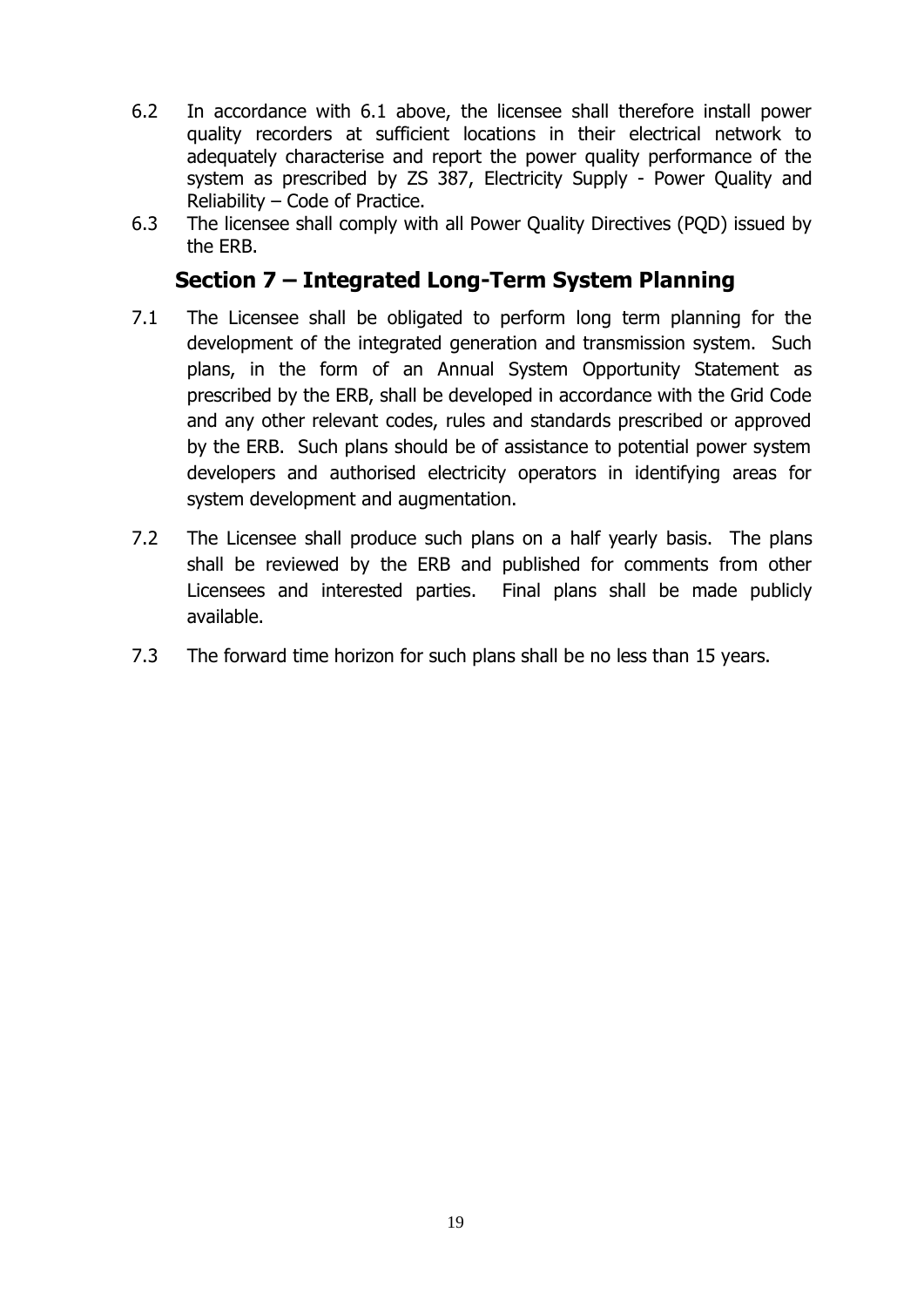6.2 In accordance with 6.1 above, the licensee shall therefore install power quality recorders at sufficient locations in their electrical network to adequately characterise and report the power quality performance of the system as prescribed by ZS 387, Electricity Supply - Power Quality and Reliability – Code of Practice.

6.3 The licensee shall comply with all Power Quality Directives (PQD) issued by the ERB.

## Section 7 – Integrated Long-Term System Planning

7.1 The Licensee shall be obligated to perform long term planning for the development of the integrated generation and transmission system. Such plans, in the form of an Annual System Opportunity Statement as prescribed by the ERB, shall be developed in accordance with the Grid Code and any other relevant codes, rules and standards prescribed or approved by the ERB. Such plans should be of assistance to potential power system developers and authorised electricity operators in identifying areas for system development and augmentation.

7.2 The Licensee shall produce such plans on a half yearly basis. The plans shall be reviewed by the ERB and published for comments from other Licensees and interested parties. Final plans shall be made publicly available.

7.3 The forward time horizon for such plans shall be no less than 15 years.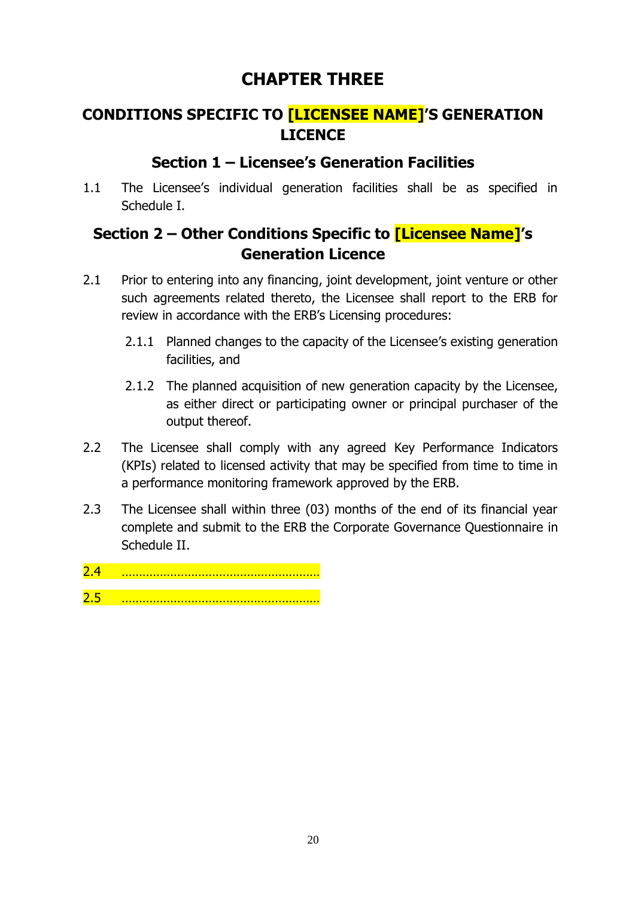# CHAPTER THREE

## CONDITIONS SPECIFIC TO [LICENSEE NAME]'S GENERATION LICENCE

### Section 1 – Licensee's Generation Facilities

1.1 The Licensee's individual generation facilities shall be as specified in Schedule I.

### Section 2 – Other Conditions Specific to [Licensee Name]'s Generation Licence

2.1 Prior to entering into any financing, joint development, joint venture or other such agreements related thereto, the Licensee shall report to the ERB for review in accordance with the ERB's Licensing procedures:

2.1.1 Planned changes to the capacity of the Licensee's existing generation facilities, and

2.1.2 The planned acquisition of new generation capacity by the Licensee, as either direct or participating owner or principal purchaser of the output thereof.

2.2 The Licensee shall comply with any agreed Key Performance Indicators (KPIs) related to licensed activity that may be specified from time to time in a performance monitoring framework approved by the ERB.

2.3 The Licensee shall within three (03) months of the end of its financial year complete and submit to the ERB the Corporate Governance Questionnaire in Schedule II.

2.4 ………………………………………………

2.5 ………………………………………………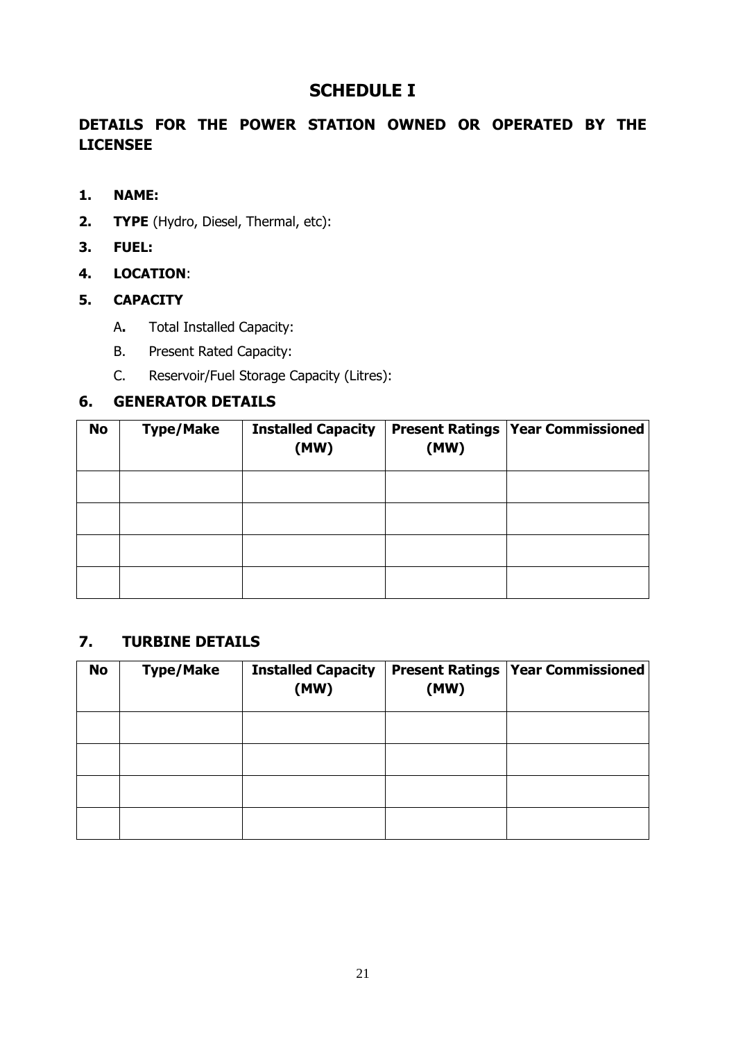# SCHEDULE I

## DETAILS FOR THE POWER STATION OWNED OR OPERATED BY THE LICENSEE

1. **NAME:**
2. **TYPE** (Hydro, Diesel, Thermal, etc):
3. **FUEL:**
4. **LOCATION**:
5. **CAPACITY**
   - A**.** Total Installed Capacity:
   - B. Present Rated Capacity:
   - C. Reservoir/Fuel Storage Capacity (Litres):

### 6. GENERATOR DETAILS

| No | Type/Make | Installed Capacity (MW) | Present Ratings (MW) | Year Commissioned |
|---|---|---|---|---|
| | | | | |
| | | | | |
| | | | | |
| | | | | |

### 7. TURBINE DETAILS

| No | Type/Make | Installed Capacity (MW) | Present Ratings (MW) | Year Commissioned |
|---|---|---|---|---|
| | | | | |
| | | | | |
| | | | | |
| | | | | |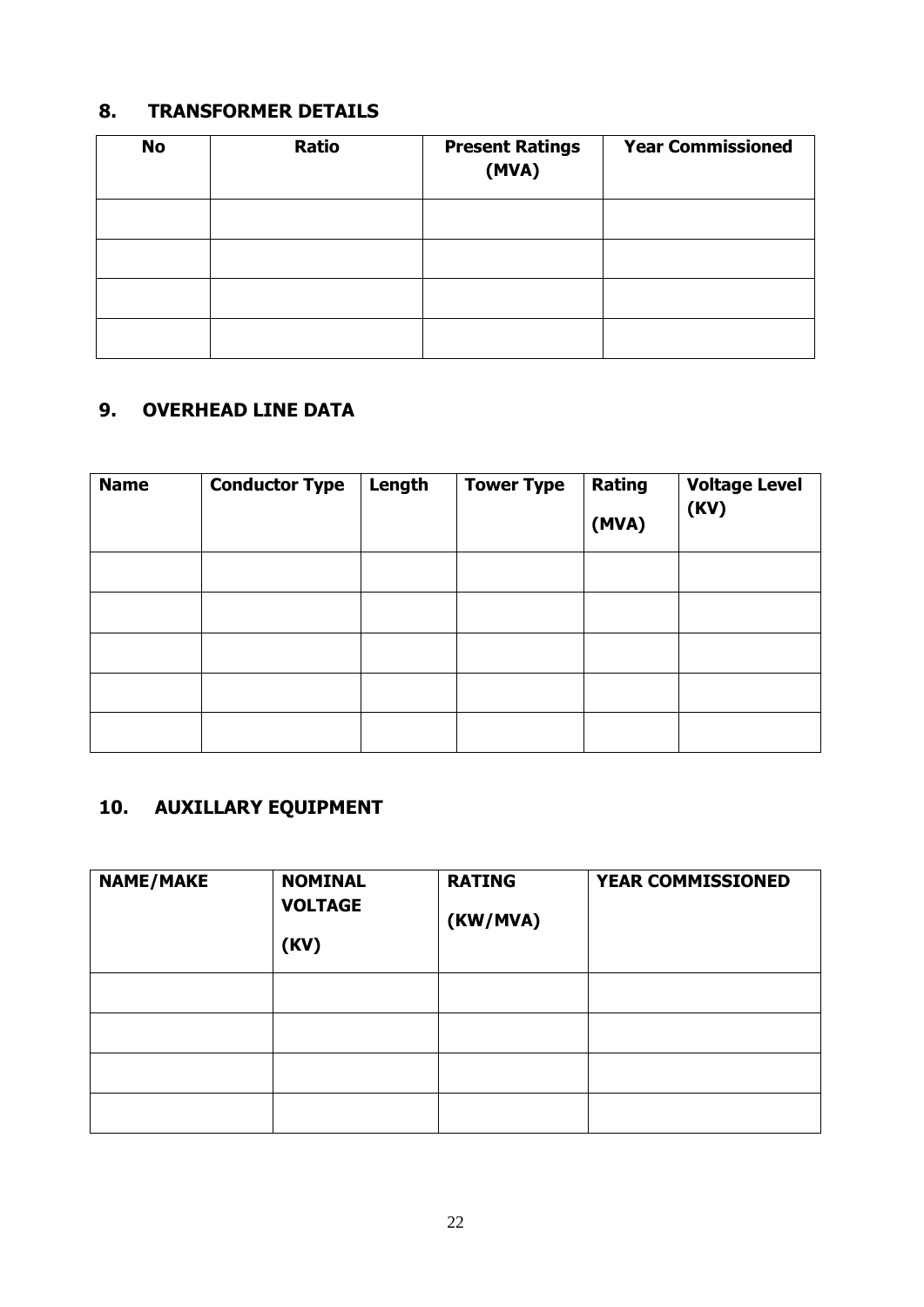## 8. TRANSFORMER DETAILS

| No | Ratio | Present Ratings (MVA) | Year Commissioned |
|---|---|---|---|
| | | | |
| | | | |
| | | | |
| | | | |

## 9. OVERHEAD LINE DATA

| Name | Conductor Type | Length | Tower Type | Rating (MVA) | Voltage Level (KV) |
|---|---|---|---|---|---|
| | | | | | |
| | | | | | |
| | | | | | |
| | | | | | |
| | | | | | |

## 10. AUXILLARY EQUIPMENT

| NAME/MAKE | NOMINAL VOLTAGE (KV) | RATING (KW/MVA) | YEAR COMMISSIONED |
|---|---|---|---|
| | | | |
| | | | |
| | | | |
| | | | |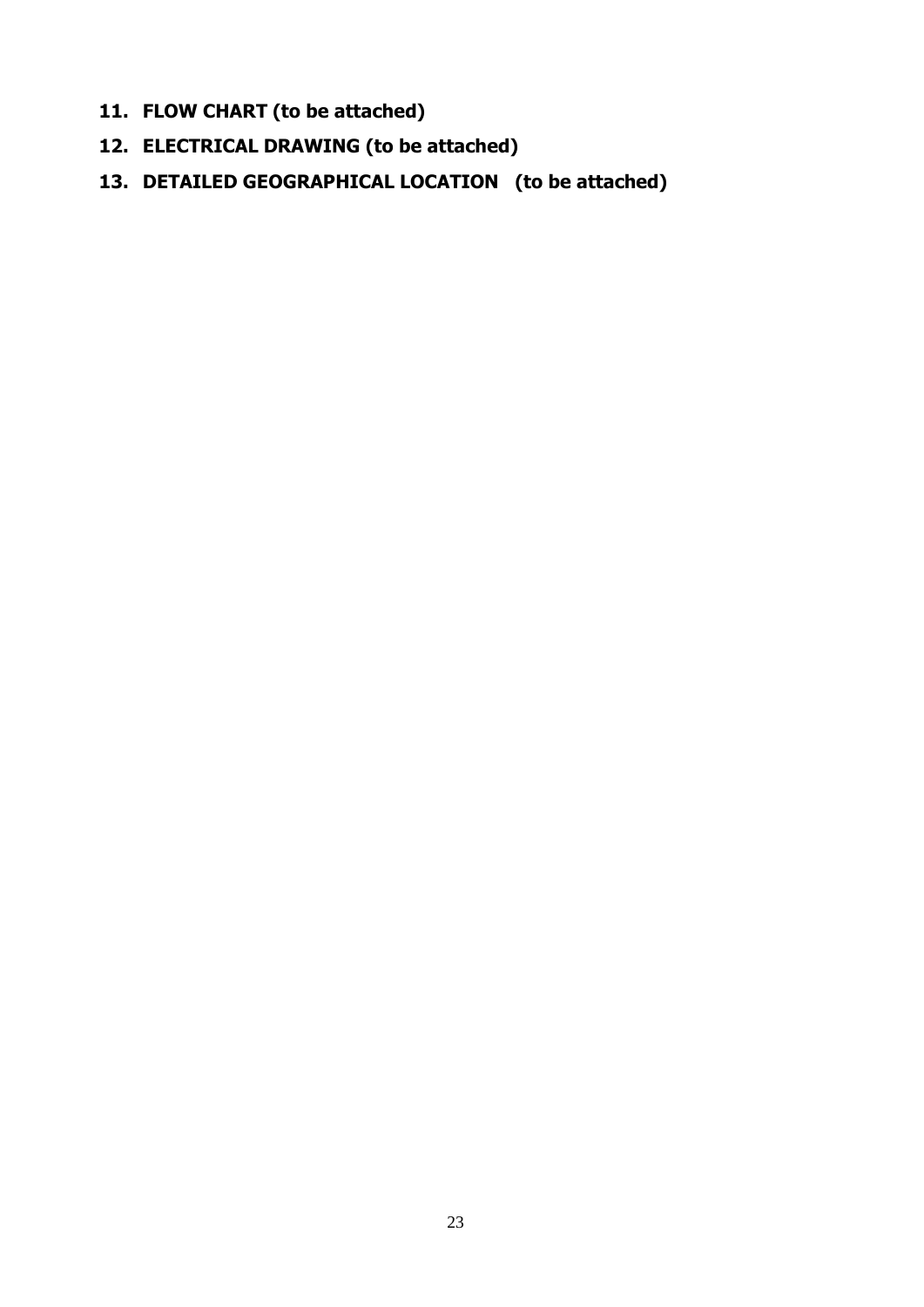**11. FLOW CHART (to be attached)**

**12. ELECTRICAL DRAWING (to be attached)**

**13. DETAILED GEOGRAPHICAL LOCATION (to be attached)**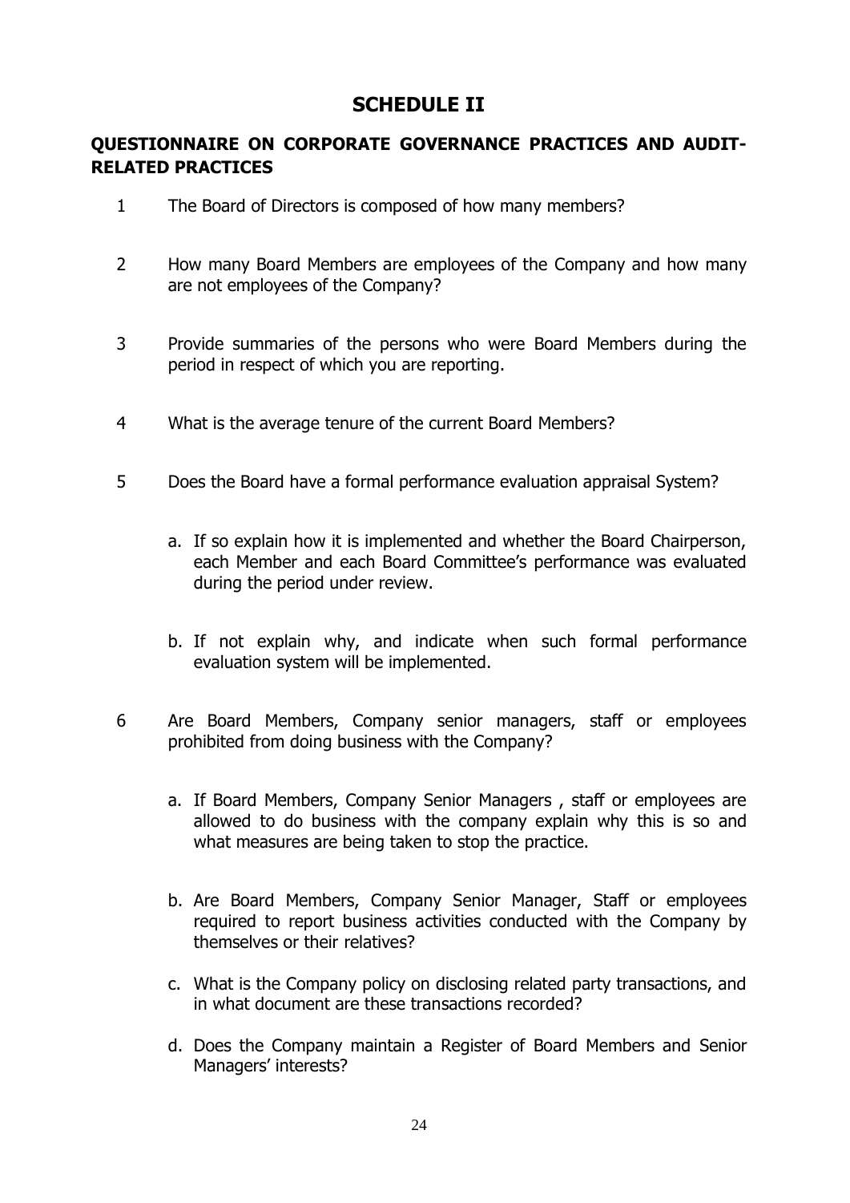# SCHEDULE II

## QUESTIONNAIRE ON CORPORATE GOVERNANCE PRACTICES AND AUDIT-RELATED PRACTICES

1. The Board of Directors is composed of how many members?

2. How many Board Members are employees of the Company and how many are not employees of the Company?

3. Provide summaries of the persons who were Board Members during the period in respect of which you are reporting.

4. What is the average tenure of the current Board Members?

5. Does the Board have a formal performance evaluation appraisal System?

   a. If so explain how it is implemented and whether the Board Chairperson, each Member and each Board Committee's performance was evaluated during the period under review.

   b. If not explain why, and indicate when such formal performance evaluation system will be implemented.

6. Are Board Members, Company senior managers, staff or employees prohibited from doing business with the Company?

   a. If Board Members, Company Senior Managers , staff or employees are allowed to do business with the company explain why this is so and what measures are being taken to stop the practice.

   b. Are Board Members, Company Senior Manager, Staff or employees required to report business activities conducted with the Company by themselves or their relatives?

   c. What is the Company policy on disclosing related party transactions, and in what document are these transactions recorded?

   d. Does the Company maintain a Register of Board Members and Senior Managers' interests?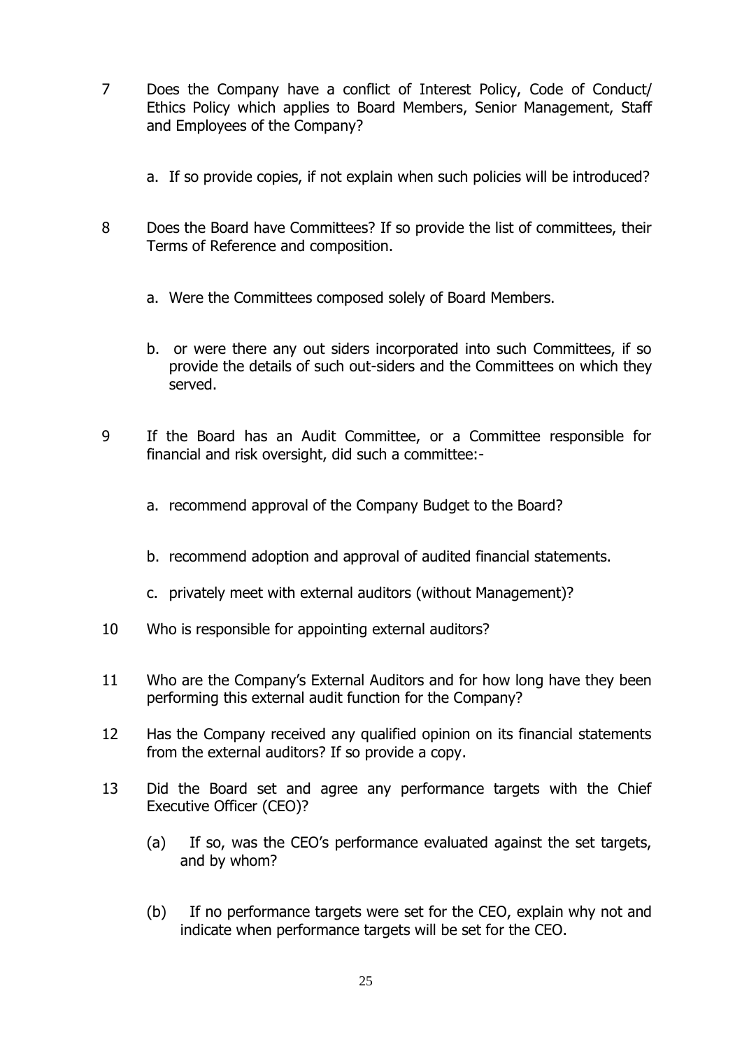7 Does the Company have a conflict of Interest Policy, Code of Conduct/ Ethics Policy which applies to Board Members, Senior Management, Staff and Employees of the Company?

   a. If so provide copies, if not explain when such policies will be introduced?

8 Does the Board have Committees? If so provide the list of committees, their Terms of Reference and composition.

   a. Were the Committees composed solely of Board Members.

   b. or were there any out siders incorporated into such Committees, if so provide the details of such out-siders and the Committees on which they served.

9 If the Board has an Audit Committee, or a Committee responsible for financial and risk oversight, did such a committee:-

   a. recommend approval of the Company Budget to the Board?

   b. recommend adoption and approval of audited financial statements.

   c. privately meet with external auditors (without Management)?

10 Who is responsible for appointing external auditors?

11 Who are the Company's External Auditors and for how long have they been performing this external audit function for the Company?

12 Has the Company received any qualified opinion on its financial statements from the external auditors? If so provide a copy.

13 Did the Board set and agree any performance targets with the Chief Executive Officer (CEO)?

   (a) If so, was the CEO's performance evaluated against the set targets, and by whom?

   (b) If no performance targets were set for the CEO, explain why not and indicate when performance targets will be set for the CEO.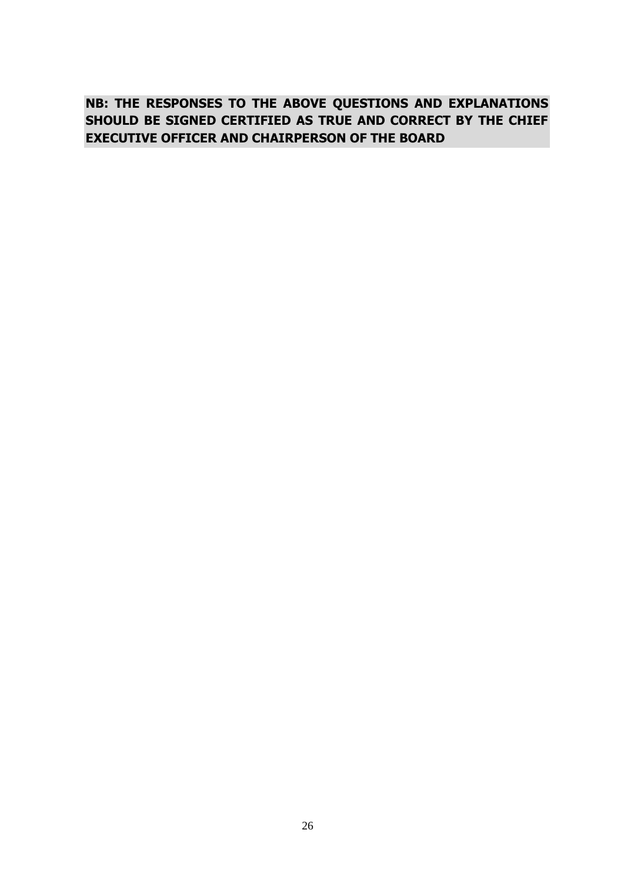**NB: THE RESPONSES TO THE ABOVE QUESTIONS AND EXPLANATIONS SHOULD BE SIGNED CERTIFIED AS TRUE AND CORRECT BY THE CHIEF EXECUTIVE OFFICER AND CHAIRPERSON OF THE BOARD**